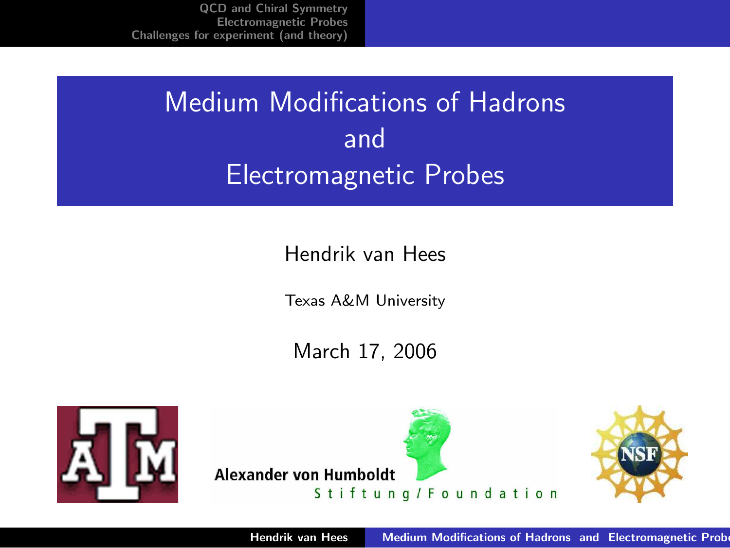# Medium Modifications of Hadrons and Electromagnetic Probes

Hendrik van Hees

Texas A&M University

March 17, 2006

Alexander von Humboldt Stiftung/Foundation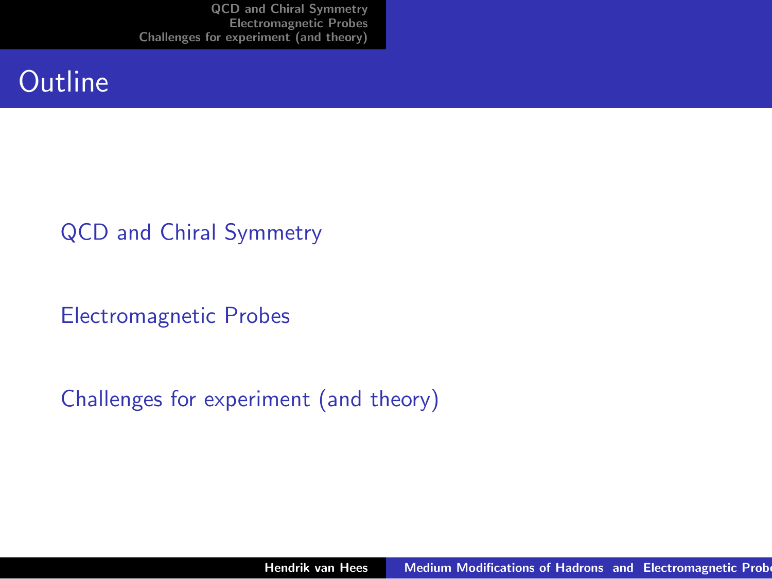# Outline

- QCD and Chiral Symmetry
- Electromagnetic Probes
- Challenges for experiment (and theory)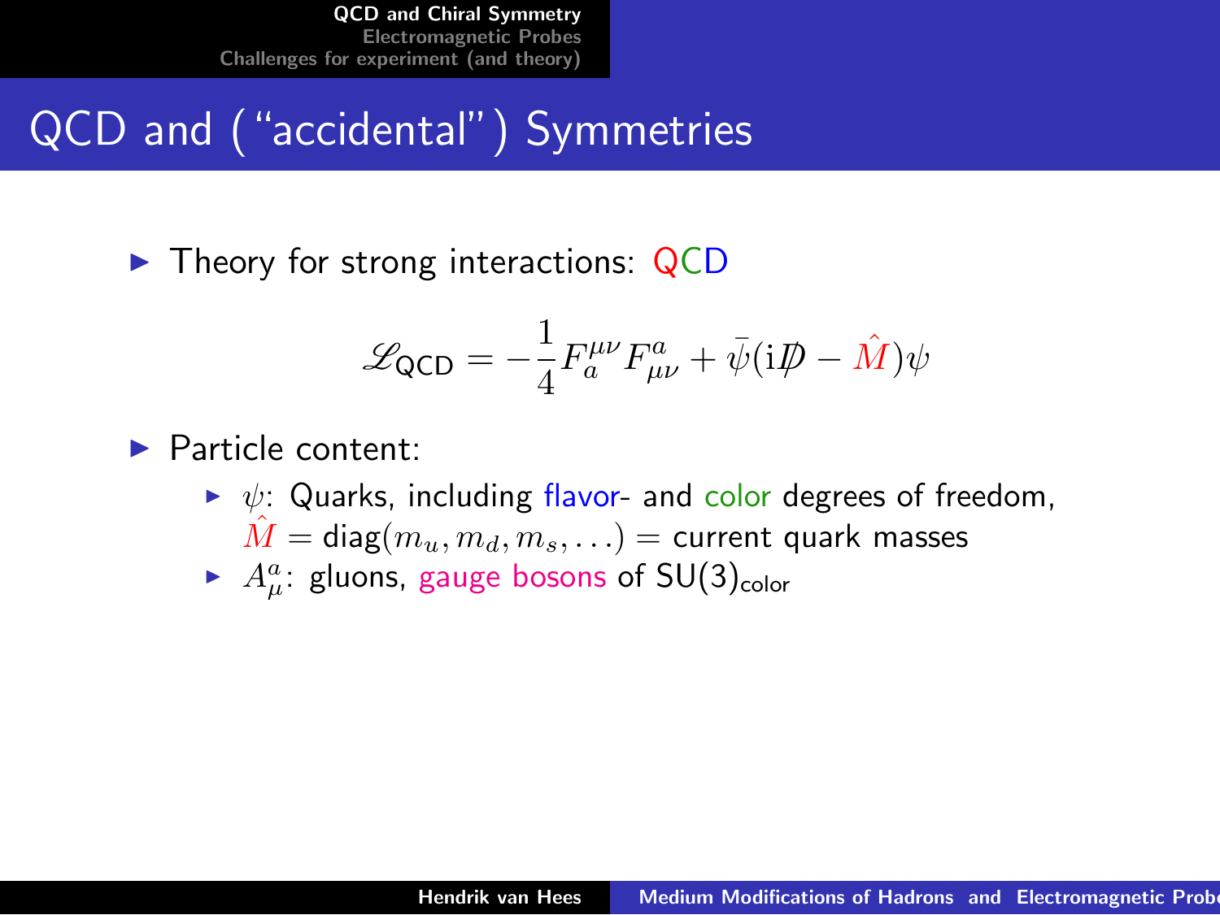# QCD and ("accidental") Symmetries

- Theory for strong interactions: QCD

$$\mathscr{L}_{\text{QCD}} = -\frac{1}{4} F_a^{\mu\nu} F_{\mu\nu}^a + \bar{\psi}(\mathrm{i}\not{D} - \hat{M})\psi$$

- Particle content:
  - $\psi$: Quarks, including flavor- and color degrees of freedom, $\hat{M} = \text{diag}(m_u, m_d, m_s, \ldots) =$ current quark masses
  - $A_\mu^a$: gluons, gauge bosons of $\text{SU}(3)_{\text{color}}$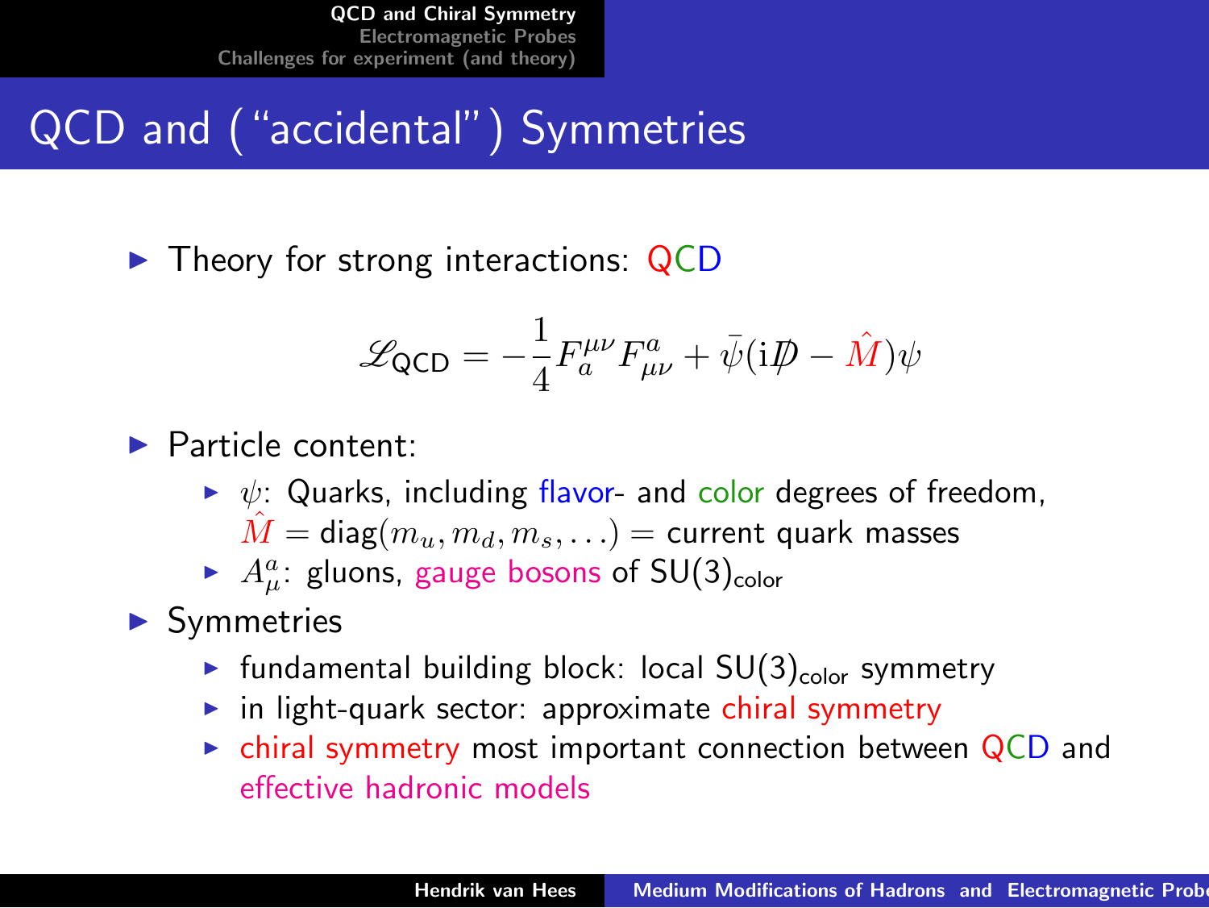# QCD and ("accidental") Symmetries

- Theory for strong interactions: QCD

$$\mathscr{L}_{\text{QCD}} = -\frac{1}{4} F_a^{\mu\nu} F_{\mu\nu}^a + \bar{\psi}(\mathrm{i}\not{D} - \hat{M})\psi$$

- Particle content:
  - $\psi$: Quarks, including flavor- and color degrees of freedom, $\hat{M} = \text{diag}(m_u, m_d, m_s, \ldots) =$ current quark masses
  - $A_\mu^a$: gluons, gauge bosons of $\text{SU}(3)_{\text{color}}$
- Symmetries
  - fundamental building block: local $\text{SU}(3)_{\text{color}}$ symmetry
  - in light-quark sector: approximate chiral symmetry
  - chiral symmetry most important connection between QCD and effective hadronic models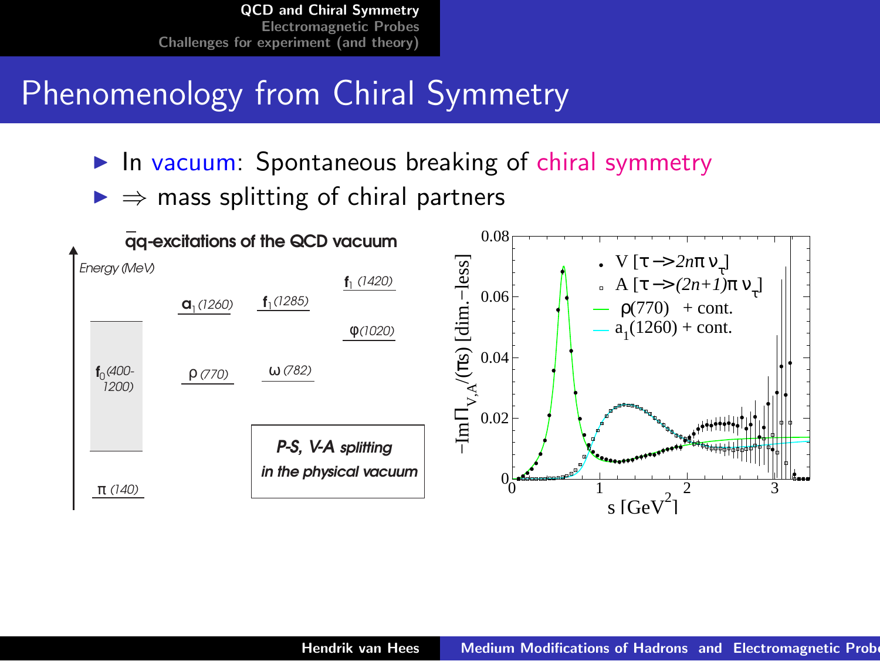# Phenomenology from Chiral Symmetry

- In vacuum: Spontaneous breaking of chiral symmetry
- $\Rightarrow$ mass splitting of chiral partners

$\bar{q}q$-excitations of the QCD vacuum

Energy (MeV)

| | | | |
|---|---|---|---|
| | | | $f_1$ (1420) |
| | $a_1$ (1260) | $f_1$ (1285) | |
| | | | $\varphi$(1020) |
| $f_0$(400-1200) | $\rho$ (770) | $\omega$ (782) | |
| $\pi$ (140) | | | |

***P-S, V-A splitting in the physical vacuum***

- V [$\tau \to 2n\pi\,\nu_\tau$]
- A [$\tau \to (2n+1)\pi\,\nu_\tau$]
- $\rho$(770) + cont.
- $a_1$(1260) + cont.

$-\text{Im}\Pi_{V,A}/(\pi s)$ [dim.-less] vs. $s$ [GeV$^2$]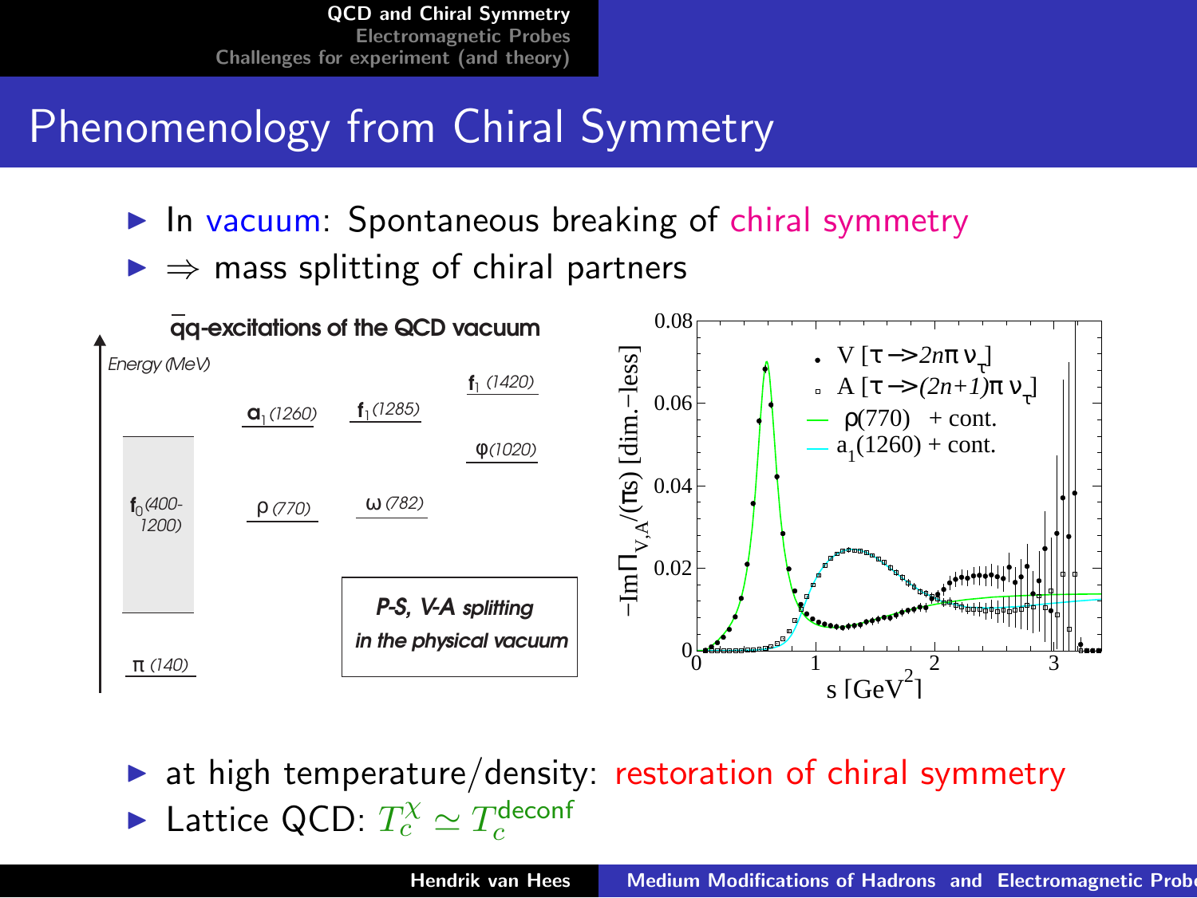# Phenomenology from Chiral Symmetry

- In vacuum: Spontaneous breaking of chiral symmetry
- $\Rightarrow$ mass splitting of chiral partners

$\bar{q}q$-excitations of the QCD vacuum

Energy (MeV)

$f_0$ (400-1200), $\pi$ (140), $a_1$ (1260), $\rho$ (770), $f_1$ (1285), $\omega$ (782), $f_1$ (1420), $\varphi$ (1020)

*P-S, V-A splitting in the physical vacuum*

- at high temperature/density: restoration of chiral symmetry
- Lattice QCD: $T_c^{\chi} \simeq T_c^{\text{deconf}}$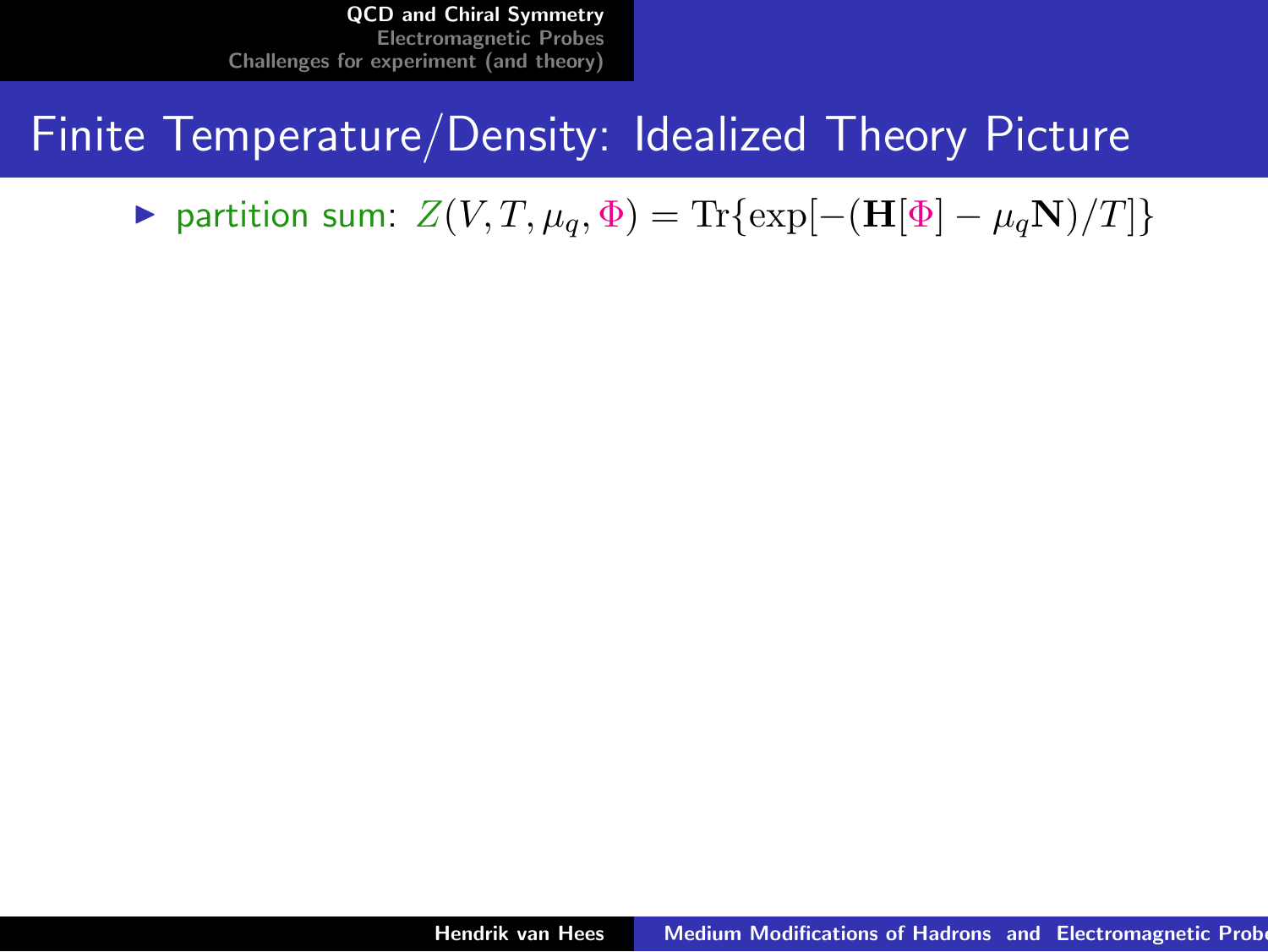# Finite Temperature/Density: Idealized Theory Picture

- partition sum: $Z(V, T, \mu_q, \Phi) = \mathrm{Tr}\{\exp[-(\mathbf{H}[\Phi] - \mu_q \mathbf{N})/T]\}$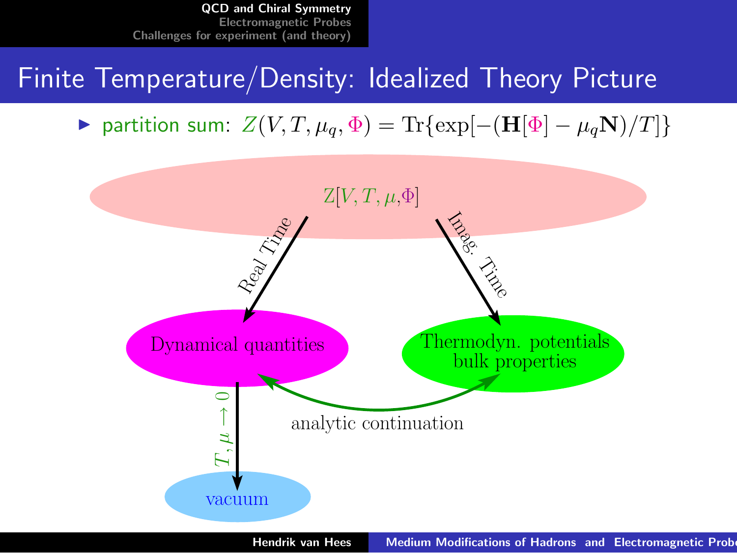# Finite Temperature/Density: Idealized Theory Picture

- partition sum: $Z(V,T,\mu_q,\Phi) = \mathrm{Tr}\{\exp[-(\mathbf{H}[\Phi] - \mu_q \mathbf{N})/T]\}$

$Z[V,T,\mu,\Phi]$

Real Time → Dynamical quantities

Imag. Time → Thermodyn. potentials bulk properties

Dynamical quantities ↔ Thermodyn. potentials bulk properties: analytic continuation

Dynamical quantities → vacuum: $T,\mu \to 0$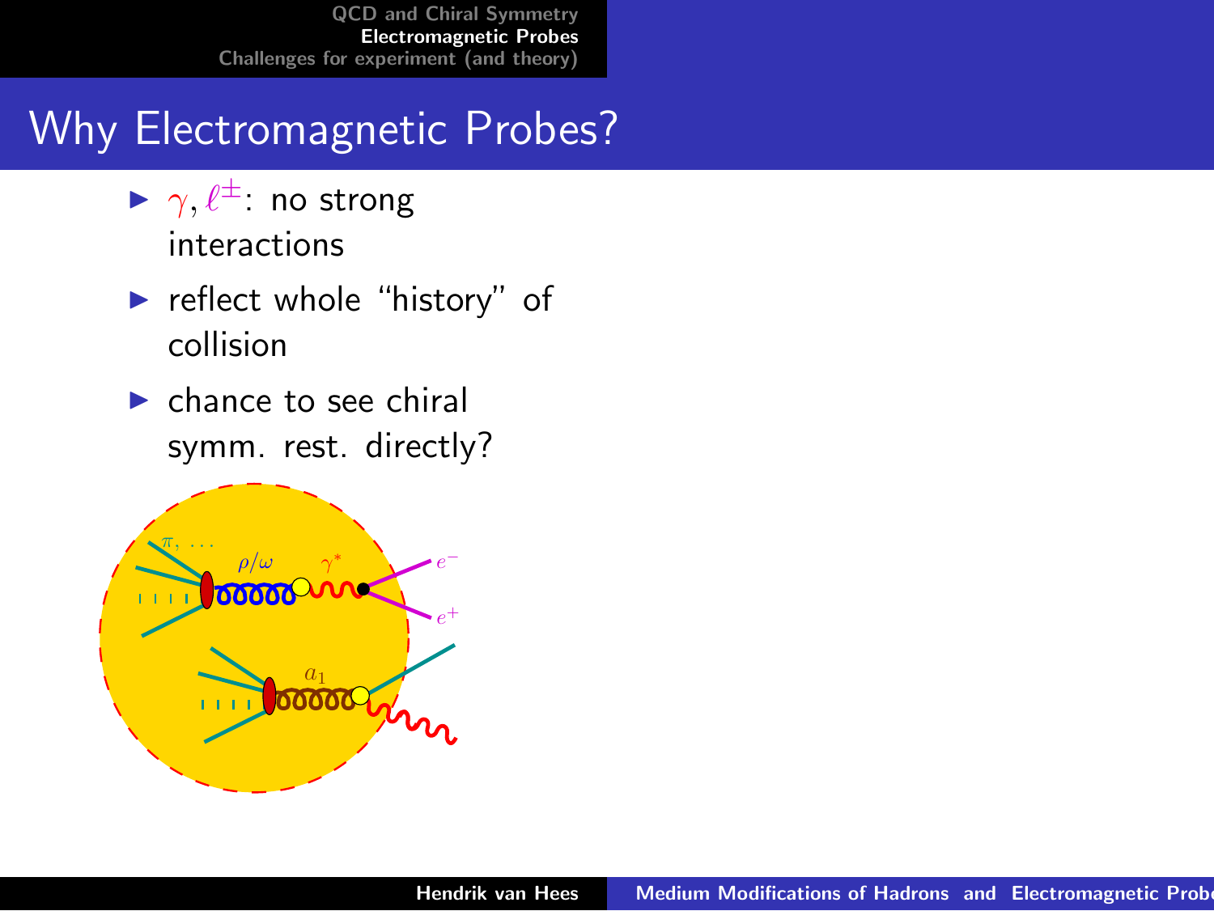# Why Electromagnetic Probes?

- $\gamma, \ell^{\pm}$: no strong interactions
- reflect whole "history" of collision
- chance to see chiral symm. rest. directly?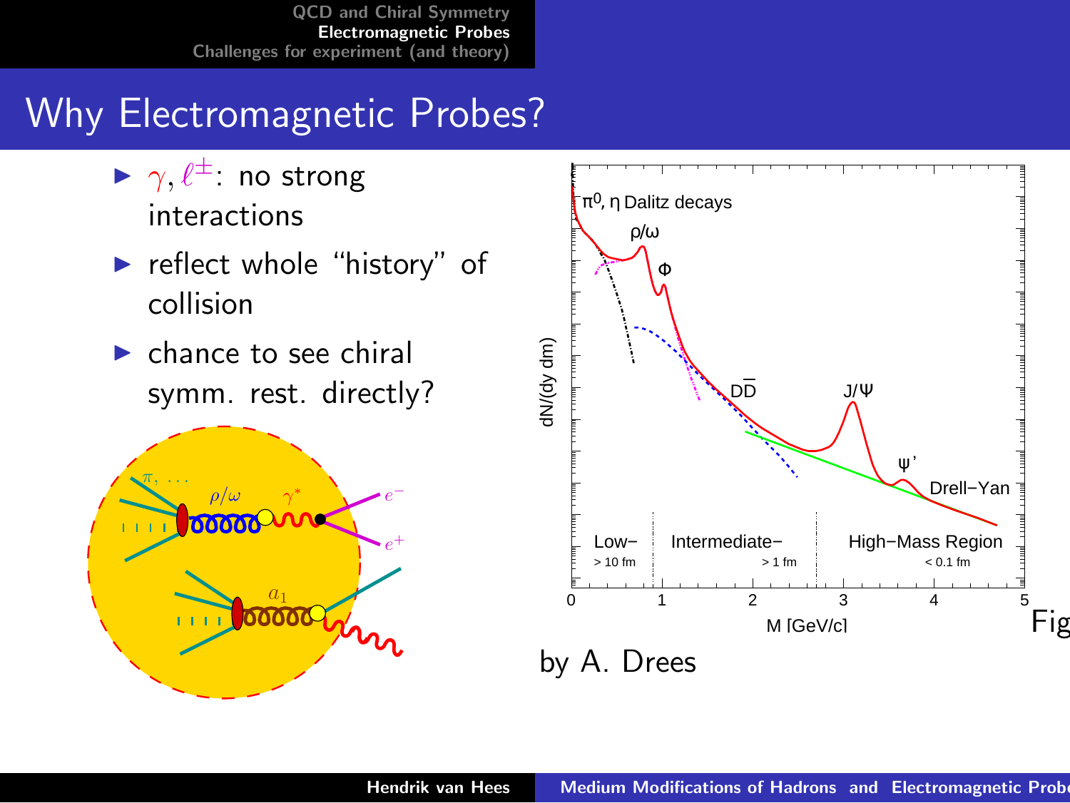# Why Electromagnetic Probes?

- $\gamma, \ell^{\pm}$: no strong interactions
- reflect whole "history" of collision
- chance to see chiral symm. rest. directly?

by A. Drees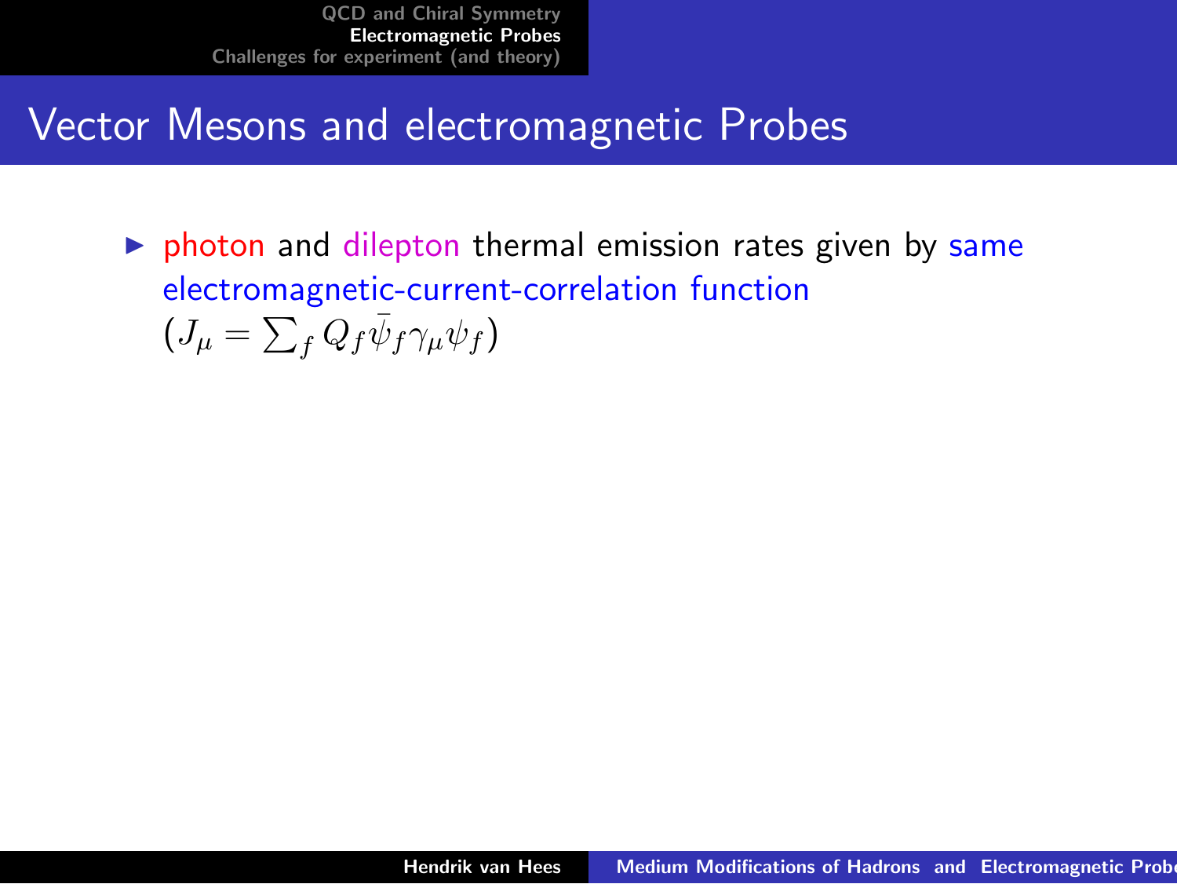# Vector Mesons and electromagnetic Probes

- photon and dilepton thermal emission rates given by same electromagnetic-current-correlation function ($J_\mu = \sum_f Q_f \bar{\psi}_f \gamma_\mu \psi_f$)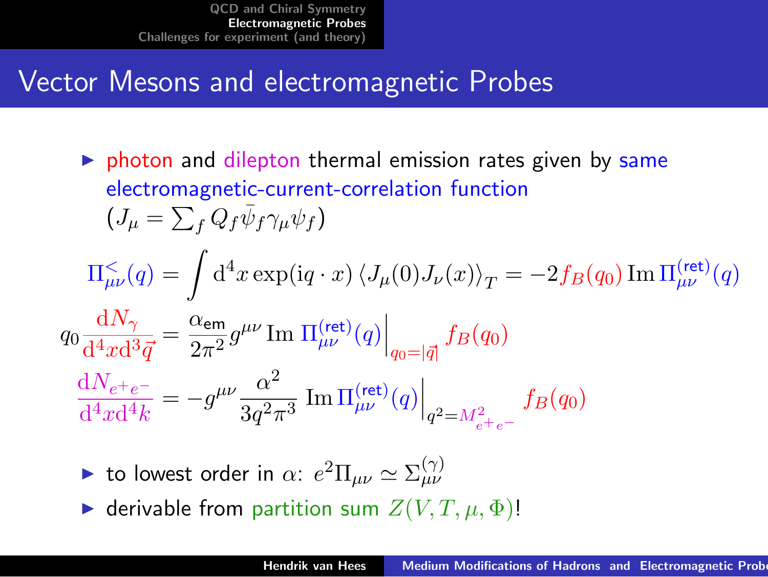# Vector Mesons and electromagnetic Probes

- photon and dilepton thermal emission rates given by same electromagnetic-current-correlation function ($J_\mu = \sum_f Q_f \bar{\psi}_f \gamma_\mu \psi_f$)

$$\Pi^{<}_{\mu\nu}(q) = \int \mathrm{d}^4 x \exp(\mathrm{i} q \cdot x) \left\langle J_\mu(0) J_\nu(x) \right\rangle_T = -2 f_B(q_0) \, \mathrm{Im}\, \Pi^{(\text{ret})}_{\mu\nu}(q)$$

$$q_0 \frac{\mathrm{d}N_\gamma}{\mathrm{d}^4 x \mathrm{d}^3 \vec{q}} = \frac{\alpha_{\text{em}}}{2\pi^2} g^{\mu\nu} \, \mathrm{Im}\, \Pi^{(\text{ret})}_{\mu\nu}(q) \Big|_{q_0 = |\vec{q}|} f_B(q_0)$$

$$\frac{\mathrm{d}N_{e^+e^-}}{\mathrm{d}^4 x \mathrm{d}^4 k} = -g^{\mu\nu} \frac{\alpha^2}{3 q^2 \pi^3} \, \mathrm{Im}\, \Pi^{(\text{ret})}_{\mu\nu}(q) \Big|_{q^2 = M^2_{e^+e^-}} f_B(q_0)$$

- to lowest order in $\alpha$: $e^2 \Pi_{\mu\nu} \simeq \Sigma^{(\gamma)}_{\mu\nu}$
- derivable from partition sum $Z(V, T, \mu, \Phi)$!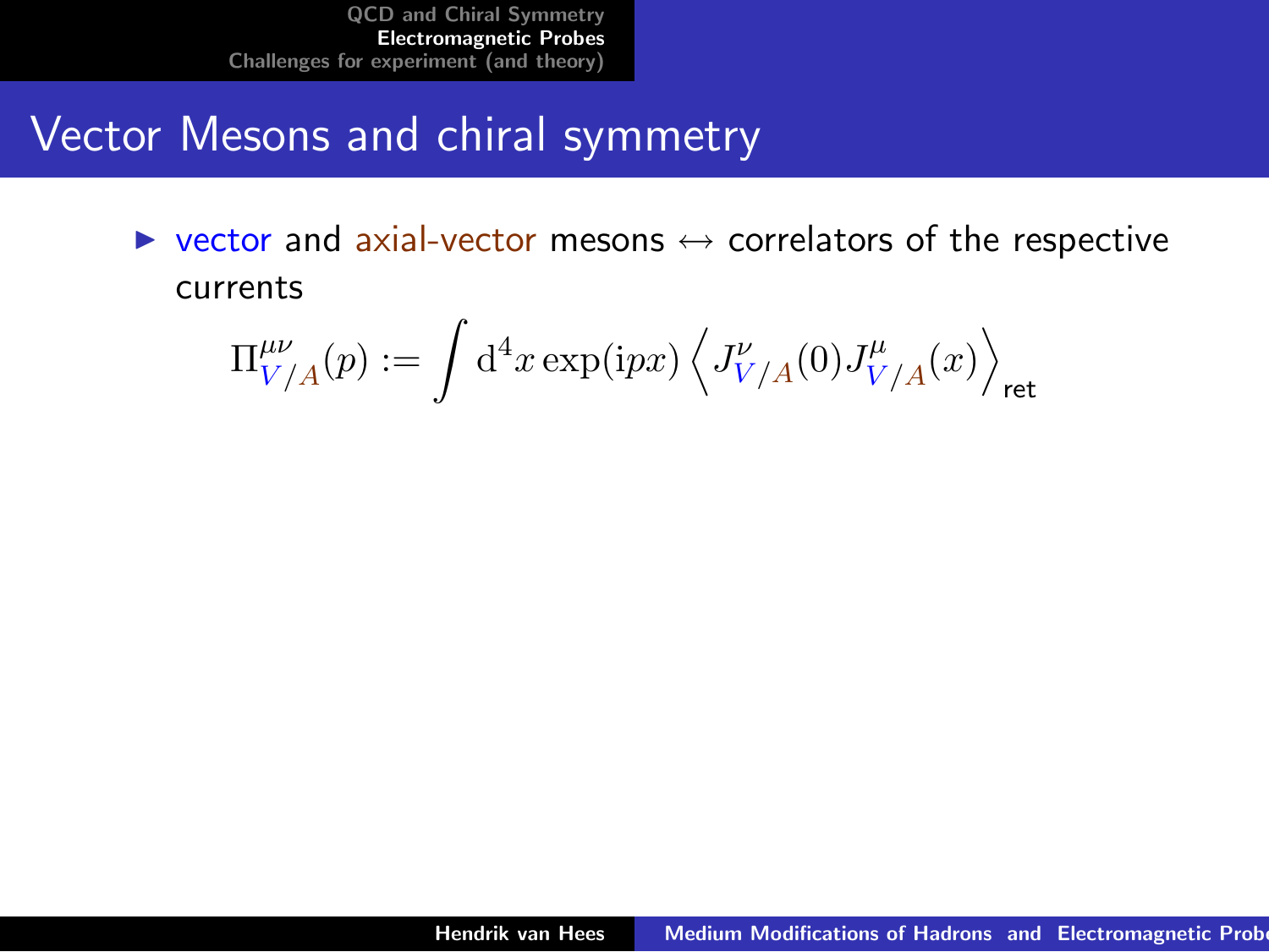# Vector Mesons and chiral symmetry

- vector and axial-vector mesons $\leftrightarrow$ correlators of the respective currents

$$\Pi^{\mu\nu}_{V/A}(p) := \int \mathrm{d}^4 x \exp(\mathrm{i} p x) \left\langle J^{\nu}_{V/A}(0) J^{\mu}_{V/A}(x) \right\rangle_{\text{ret}}$$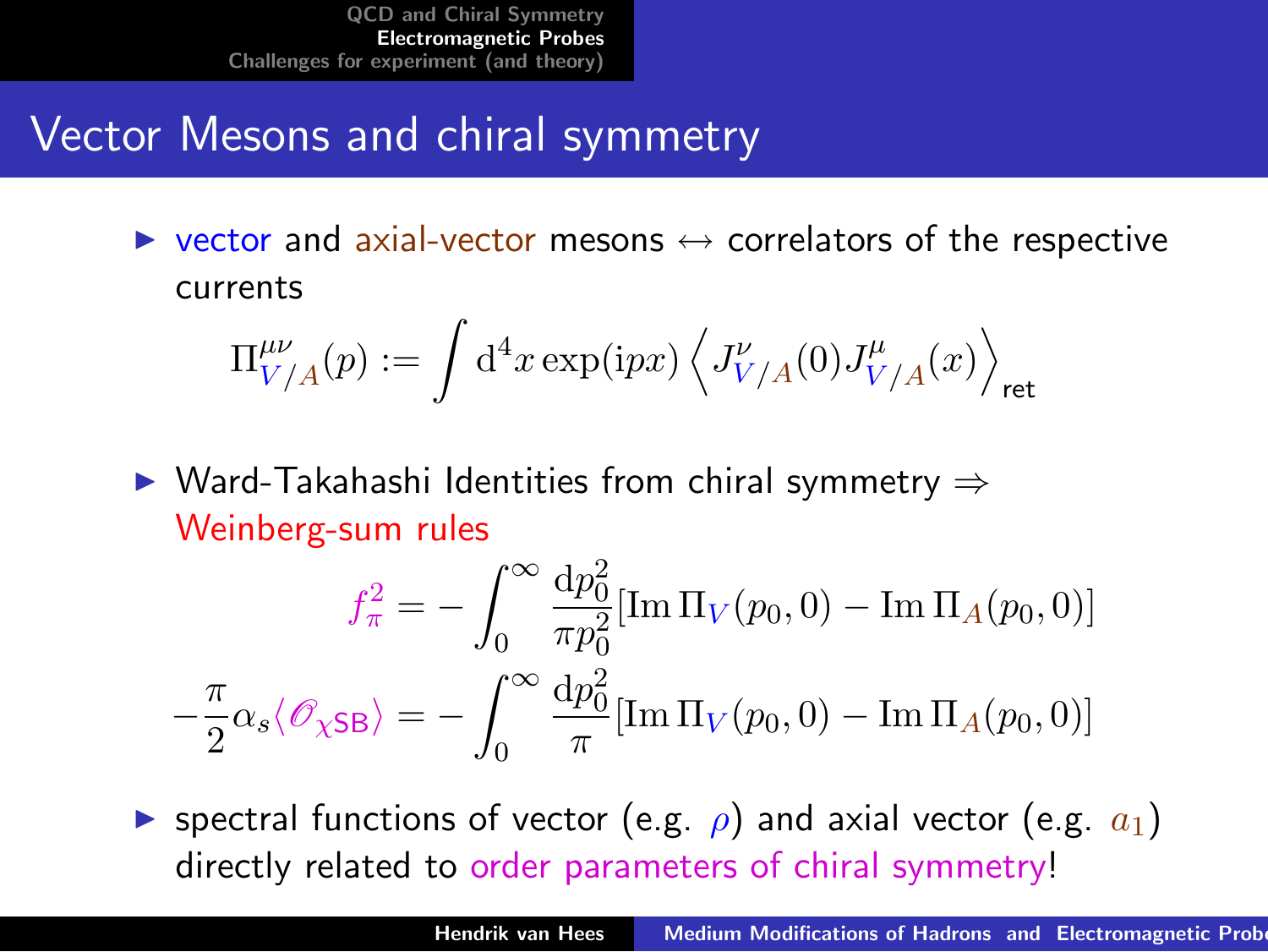# Vector Mesons and chiral symmetry

- vector and axial-vector mesons ↔ correlators of the respective currents

$$\Pi^{\mu\nu}_{V/A}(p) := \int \mathrm{d}^4x \exp(\mathrm{i}px) \left\langle J^{\nu}_{V/A}(0) J^{\mu}_{V/A}(x) \right\rangle_{\text{ret}}$$

- Ward-Takahashi Identities from chiral symmetry ⇒ Weinberg-sum rules

$$f_\pi^2 = -\int_0^\infty \frac{\mathrm{d}p_0^2}{\pi p_0^2} [\operatorname{Im}\Pi_V(p_0,0) - \operatorname{Im}\Pi_A(p_0,0)]$$

$$-\frac{\pi}{2}\alpha_s \langle \mathscr{O}_{\chi\mathsf{SB}} \rangle = -\int_0^\infty \frac{\mathrm{d}p_0^2}{\pi} [\operatorname{Im}\Pi_V(p_0,0) - \operatorname{Im}\Pi_A(p_0,0)]$$

- spectral functions of vector (e.g. $\rho$) and axial vector (e.g. $a_1$) directly related to order parameters of chiral symmetry!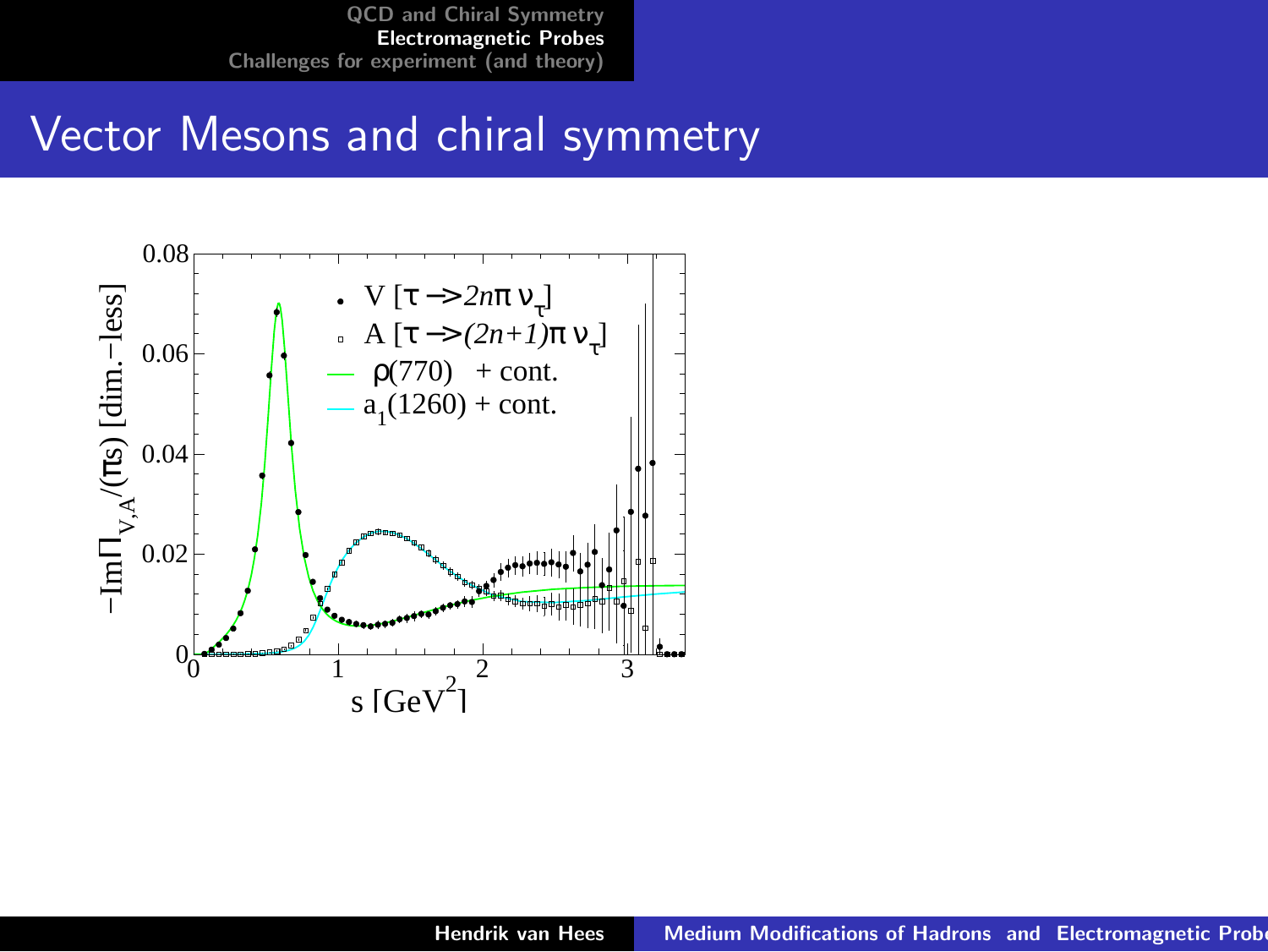# Vector Mesons and chiral symmetry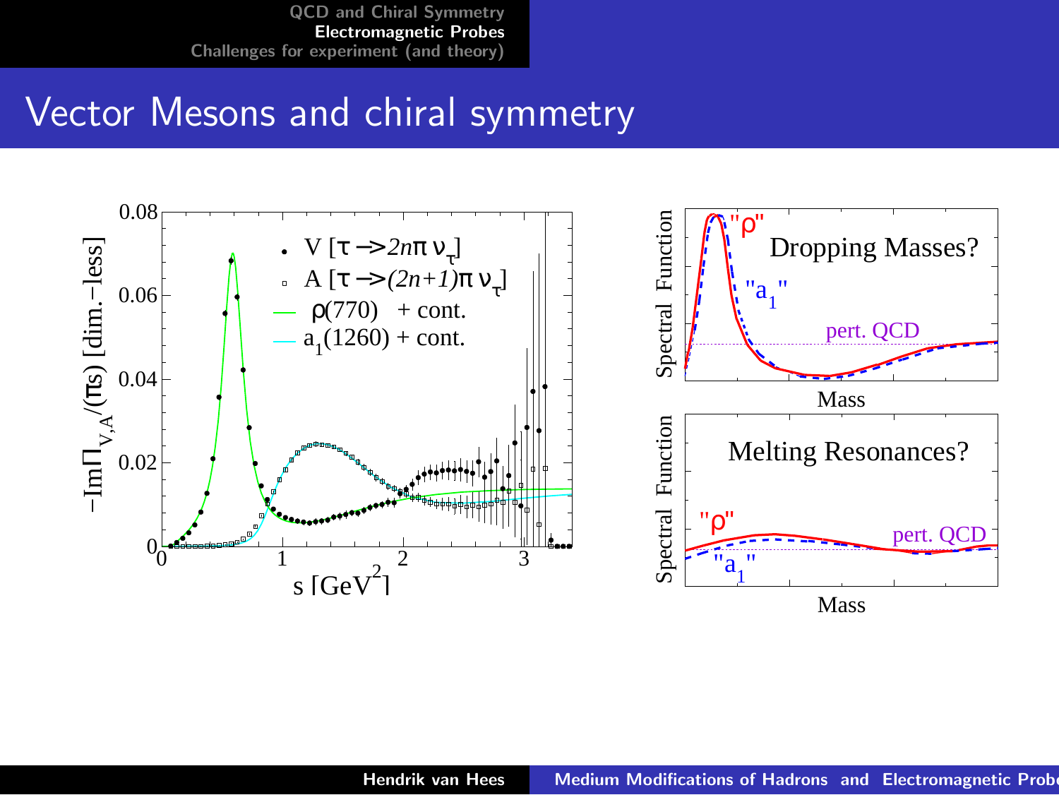# Vector Mesons and chiral symmetry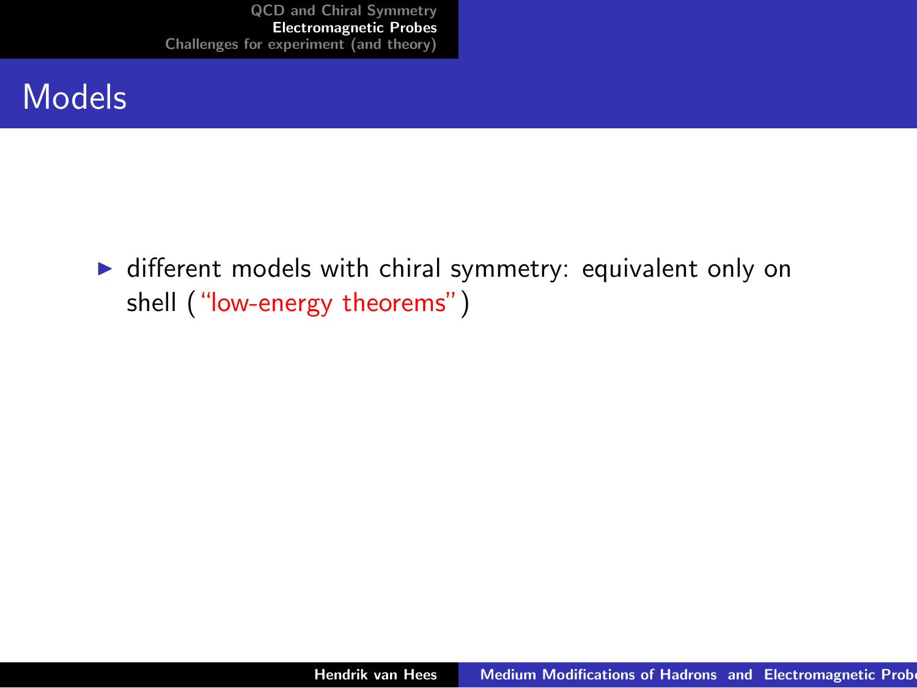# Models

- different models with chiral symmetry: equivalent only on shell ("low-energy theorems")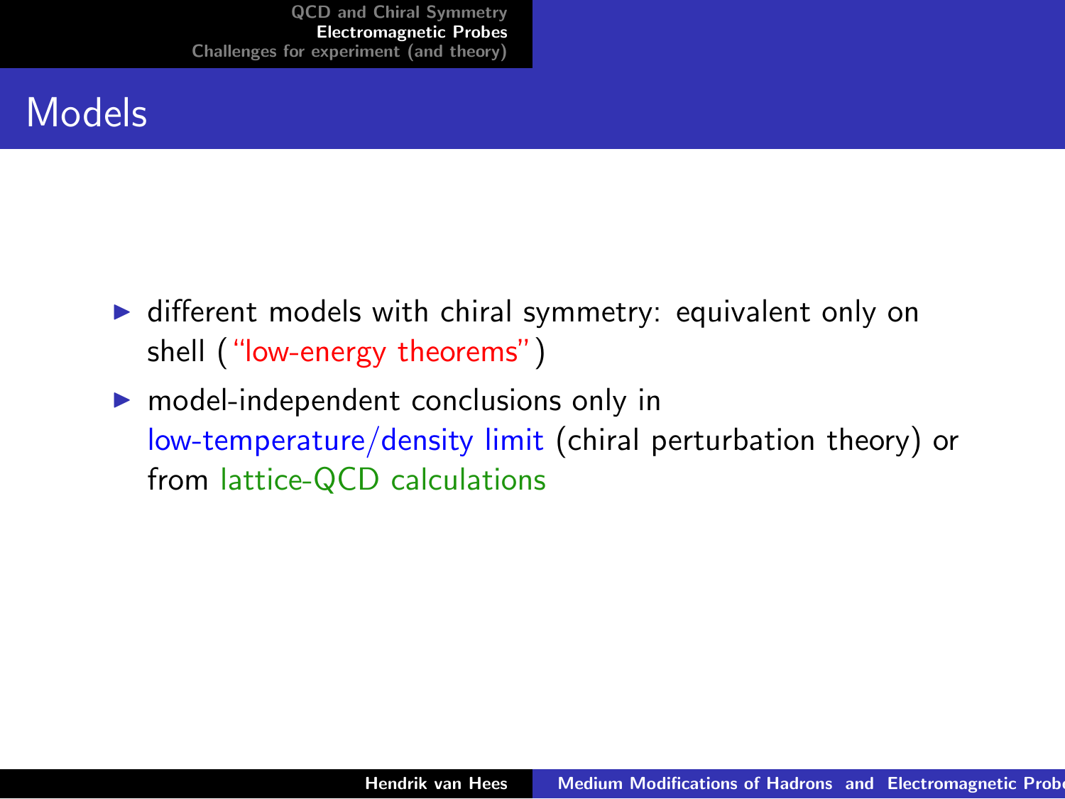# Models

- different models with chiral symmetry: equivalent only on shell ("low-energy theorems")
- model-independent conclusions only in low-temperature/density limit (chiral perturbation theory) or from lattice-QCD calculations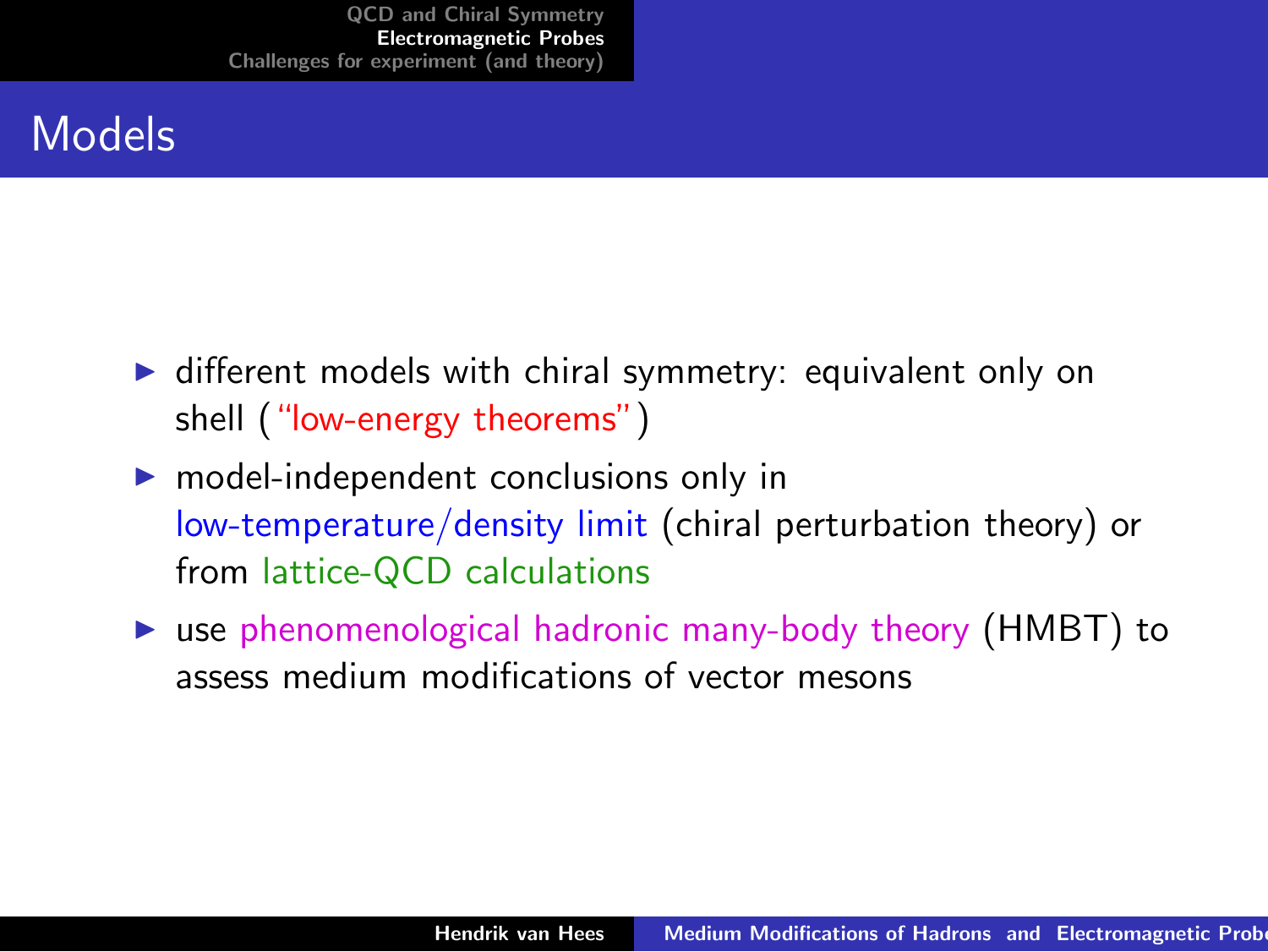# Models

- different models with chiral symmetry: equivalent only on shell ("low-energy theorems")
- model-independent conclusions only in low-temperature/density limit (chiral perturbation theory) or from lattice-QCD calculations
- use phenomenological hadronic many-body theory (HMBT) to assess medium modifications of vector mesons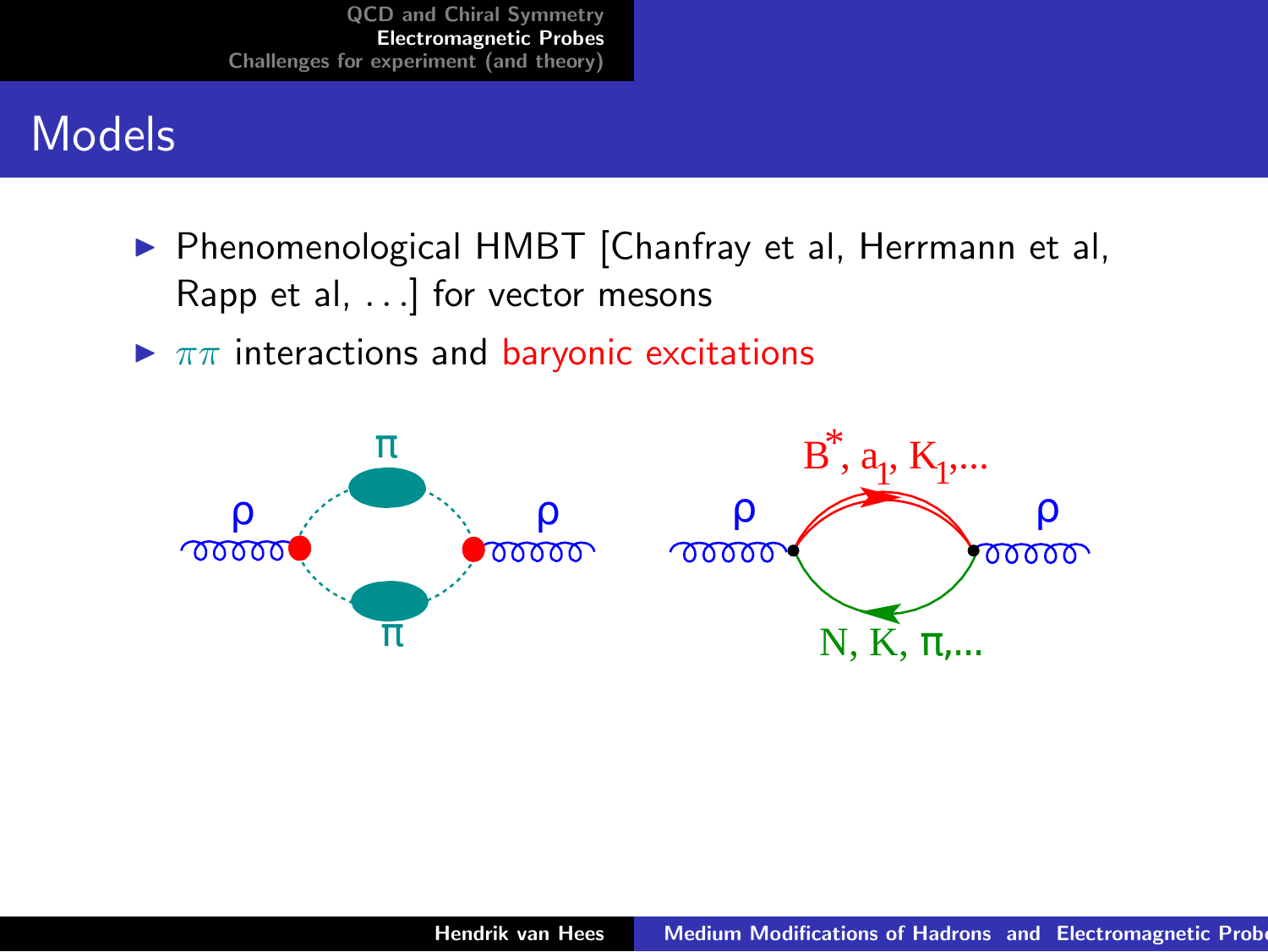# Models

- Phenomenological HMBT [Chanfray et al, Herrmann et al, Rapp et al, ...] for vector mesons
- $\pi\pi$ interactions and baryonic excitations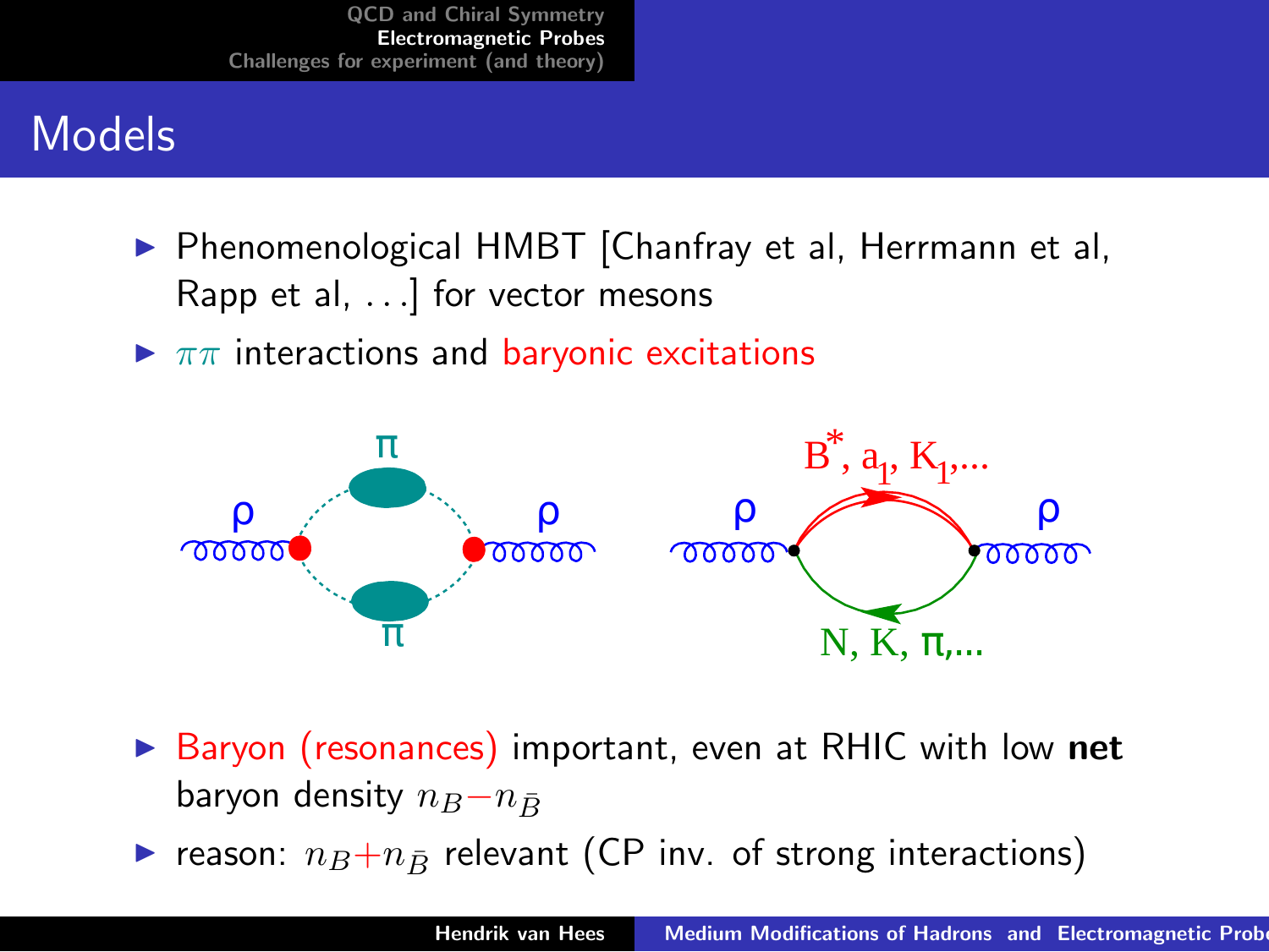# Models

- Phenomenological HMBT [Chanfray et al, Herrmann et al, Rapp et al, ...] for vector mesons
- $\pi\pi$ interactions and baryonic excitations
- Baryon (resonances) important, even at RHIC with low **net** baryon density $n_B - n_{\bar{B}}$
- reason: $n_B + n_{\bar{B}}$ relevant (CP inv. of strong interactions)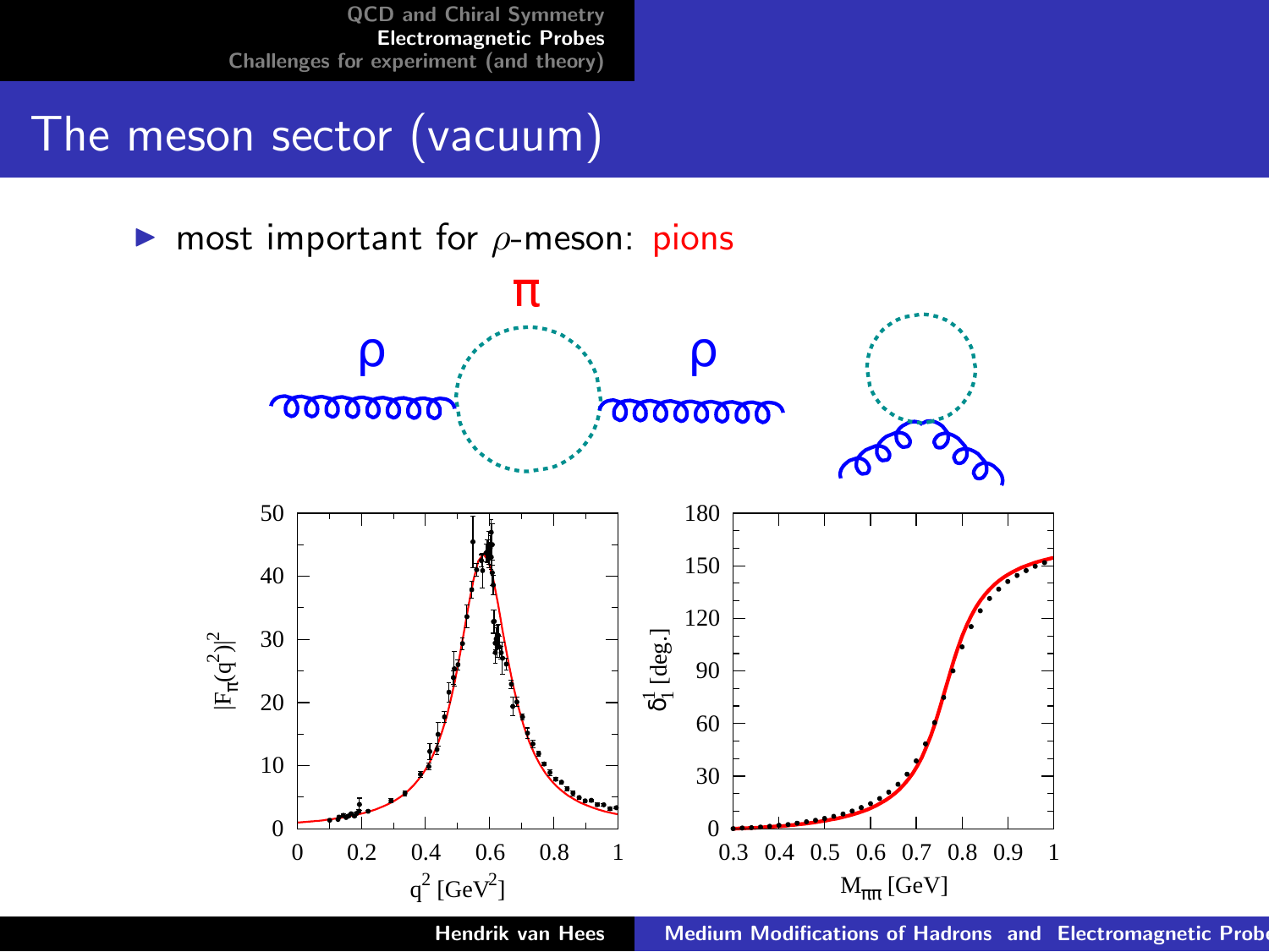# The meson sector (vacuum)

- most important for $\rho$-meson: pions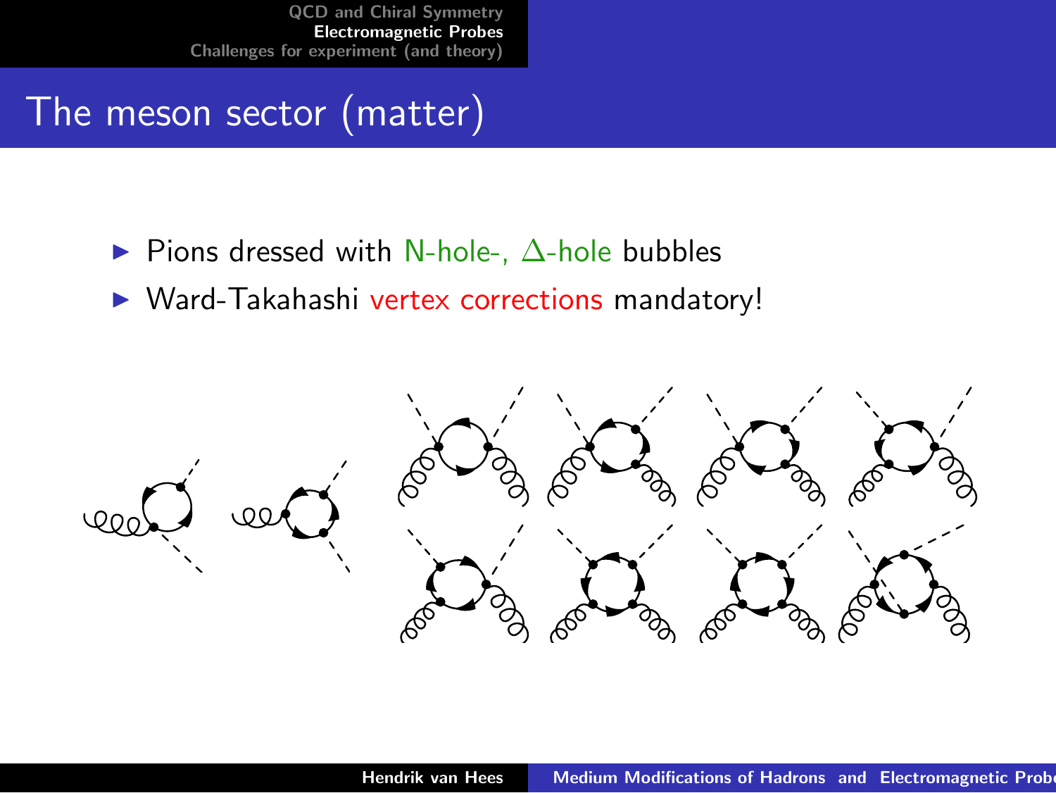# The meson sector (matter)

- Pions dressed with N-hole-, $\Delta$-hole bubbles
- Ward-Takahashi vertex corrections mandatory!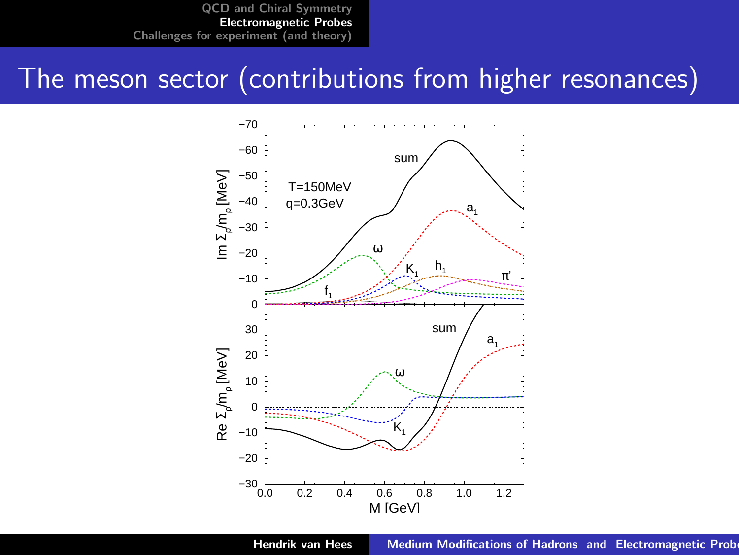# The meson sector (contributions from higher resonances)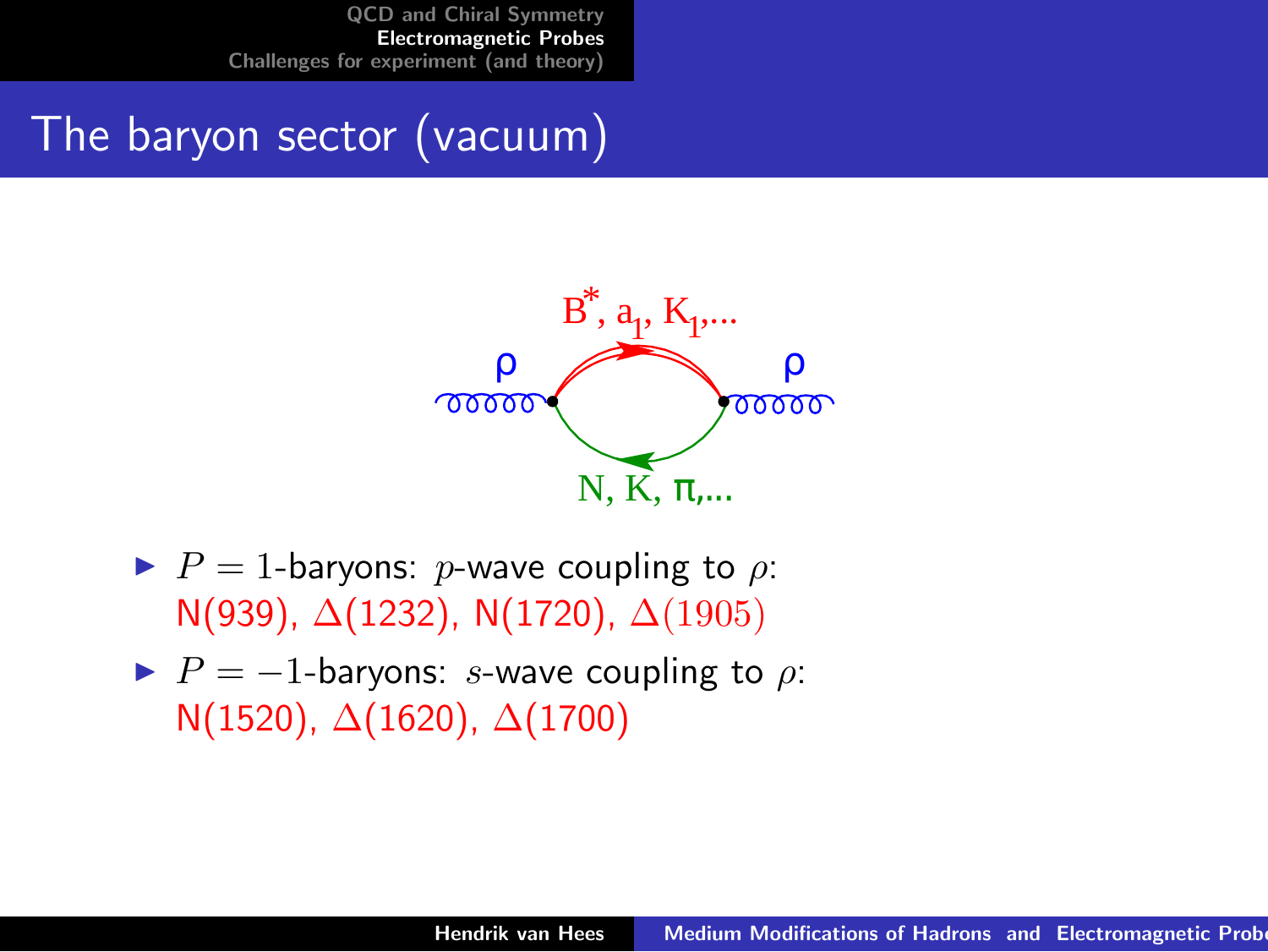# The baryon sector (vacuum)

- $P = 1$-baryons: $p$-wave coupling to $\rho$:
  N(939), $\Delta$(1232), N(1720), $\Delta(1905)$
- $P = -1$-baryons: $s$-wave coupling to $\rho$:
  N(1520), $\Delta$(1620), $\Delta$(1700)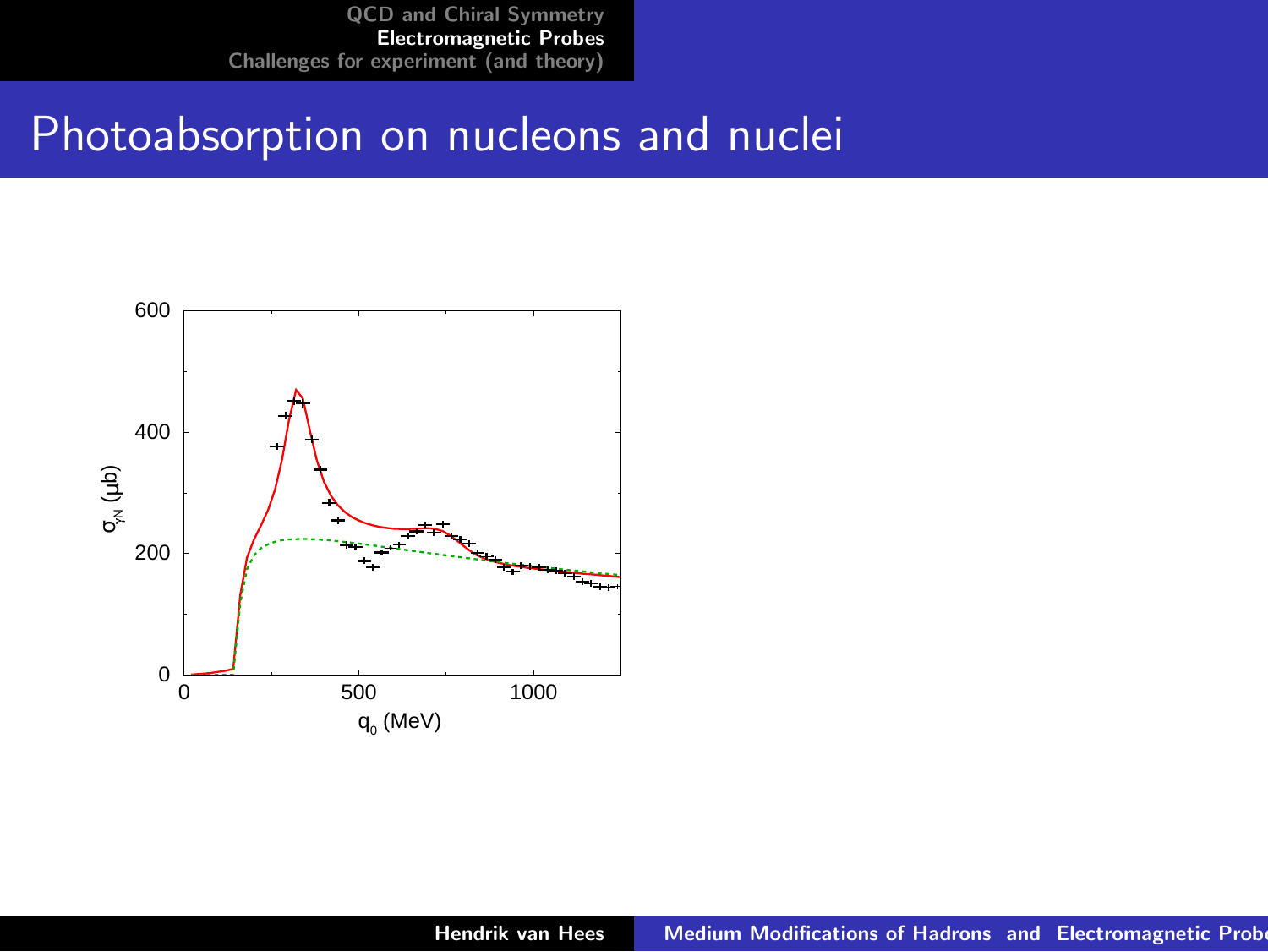# Photoabsorption on nucleons and nuclei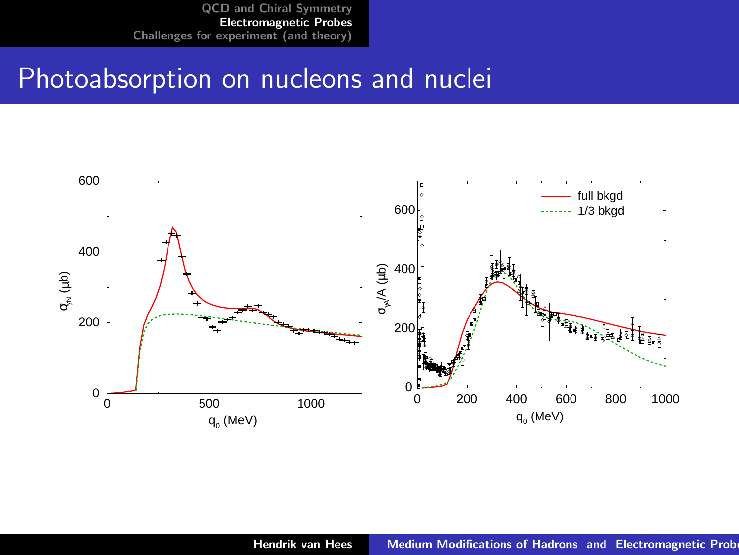# Photoabsorption on nucleons and nuclei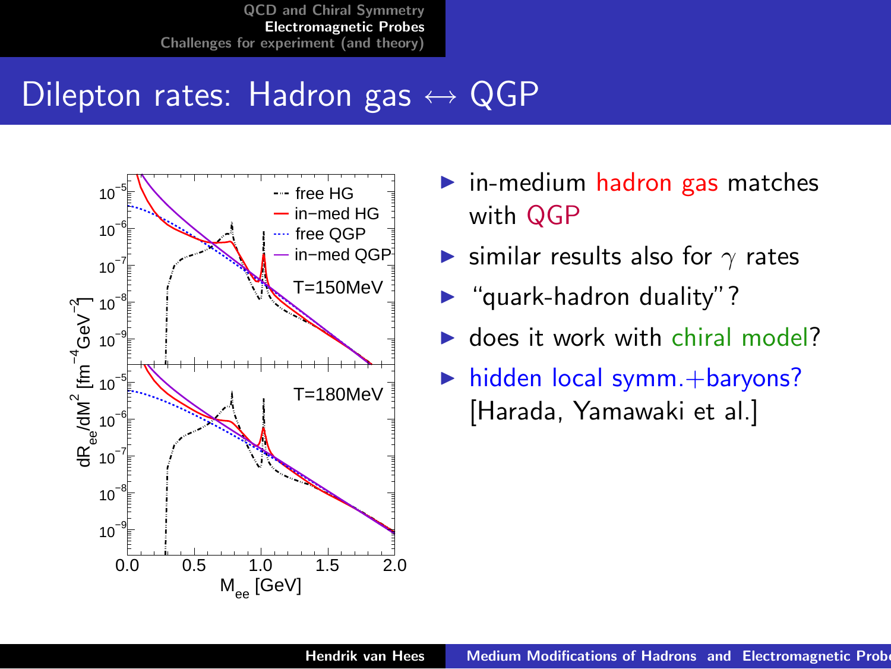# Dilepton rates: Hadron gas ↔ QGP

- in-medium hadron gas matches with QGP
- similar results also for $\gamma$ rates
- "quark-hadron duality"?
- does it work with chiral model?
- hidden local symm.+baryons? [Harada, Yamawaki et al.]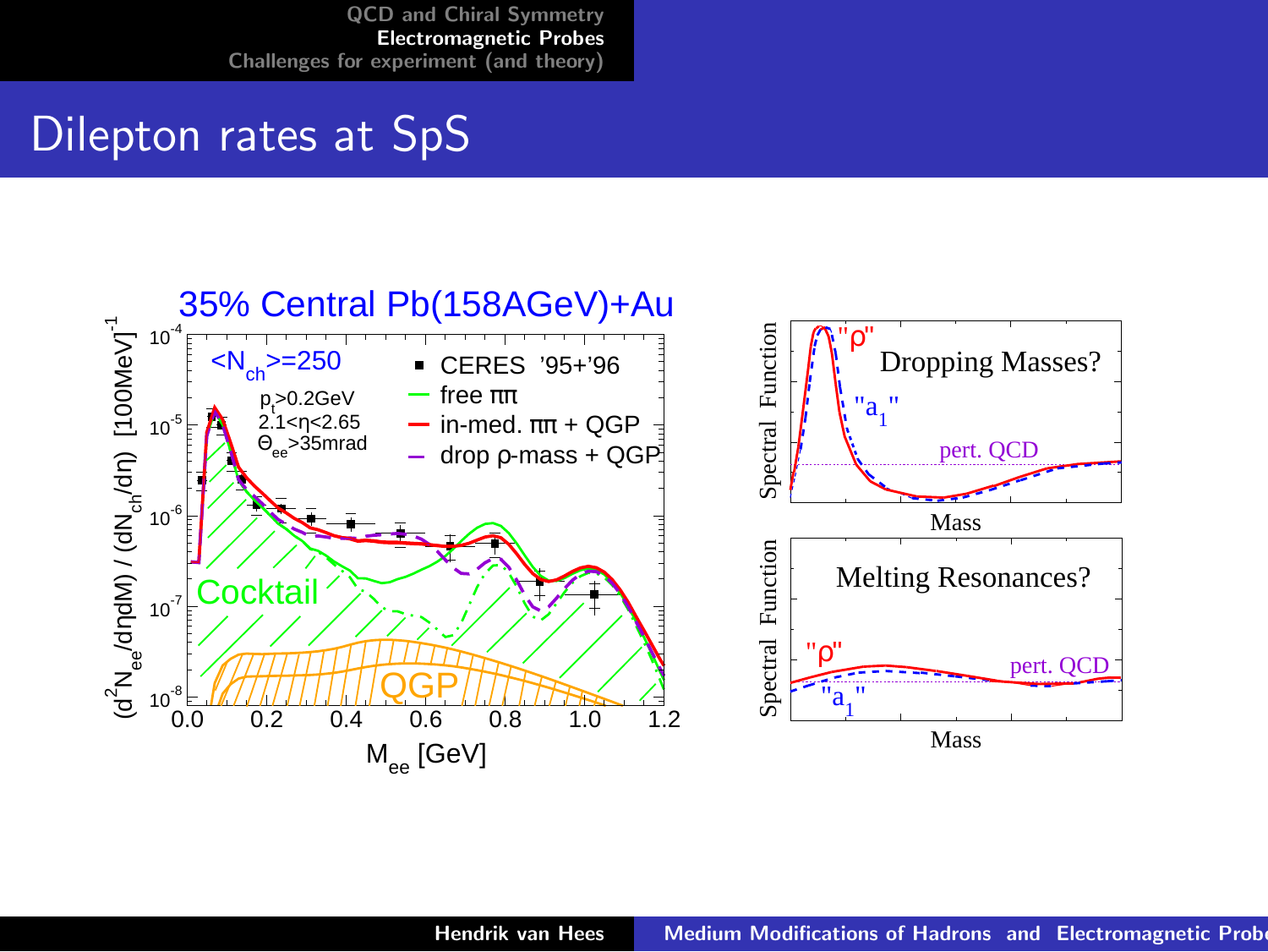# Dilepton rates at SpS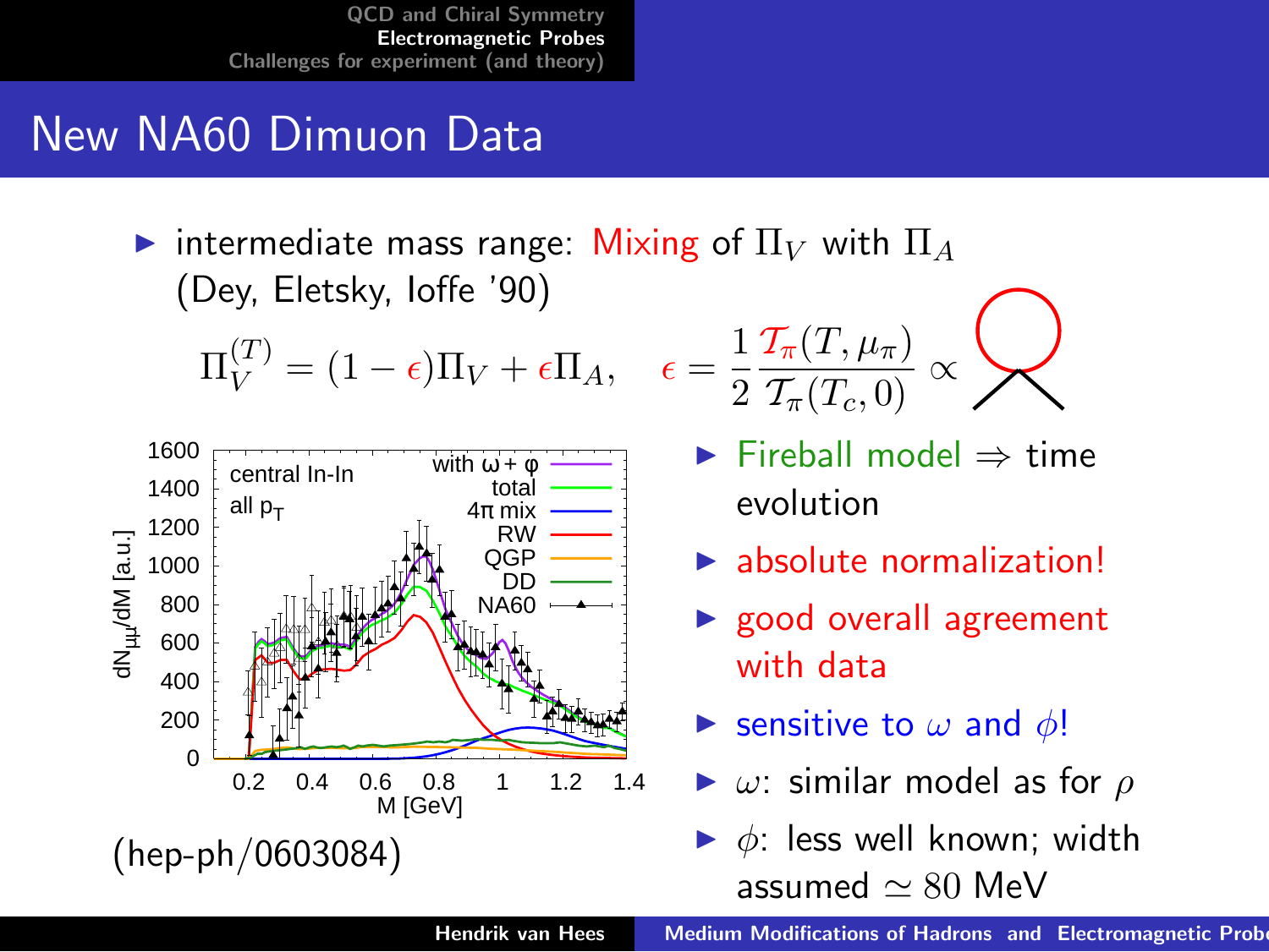# New NA60 Dimuon Data

- intermediate mass range: Mixing of $\Pi_V$ with $\Pi_A$ (Dey, Eletsky, Ioffe '90)

$$\Pi_V^{(T)} = (1-\epsilon)\Pi_V + \epsilon \Pi_A, \quad \epsilon = \frac{1}{2}\frac{\mathcal{T}_\pi(T,\mu_\pi)}{\mathcal{T}_\pi(T_c,0)} \propto$$

(hep-ph/0603084)

- Fireball model $\Rightarrow$ time evolution
- absolute normalization!
- good overall agreement with data
- sensitive to $\omega$ and $\phi$!
- $\omega$: similar model as for $\rho$
- $\phi$: less well known; width assumed $\simeq 80$ MeV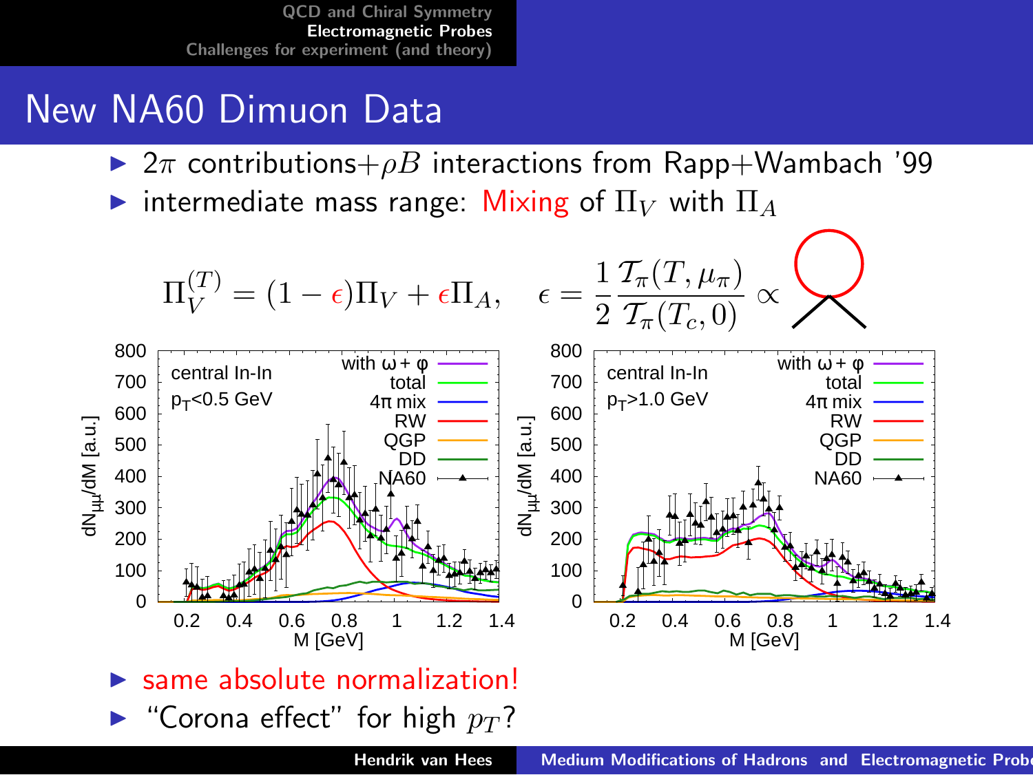# New NA60 Dimuon Data

- $2\pi$ contributions$+\rho B$ interactions from Rapp+Wambach '99
- intermediate mass range: Mixing of $\Pi_V$ with $\Pi_A$

$$\Pi_V^{(T)} = (1-\epsilon)\Pi_V + \epsilon \Pi_A, \quad \epsilon = \frac{1}{2}\frac{\mathcal{T}_\pi(T,\mu_\pi)}{\mathcal{T}_\pi(T_c,0)} \propto$$

- same absolute normalization!
- "Corona effect" for high $p_T$?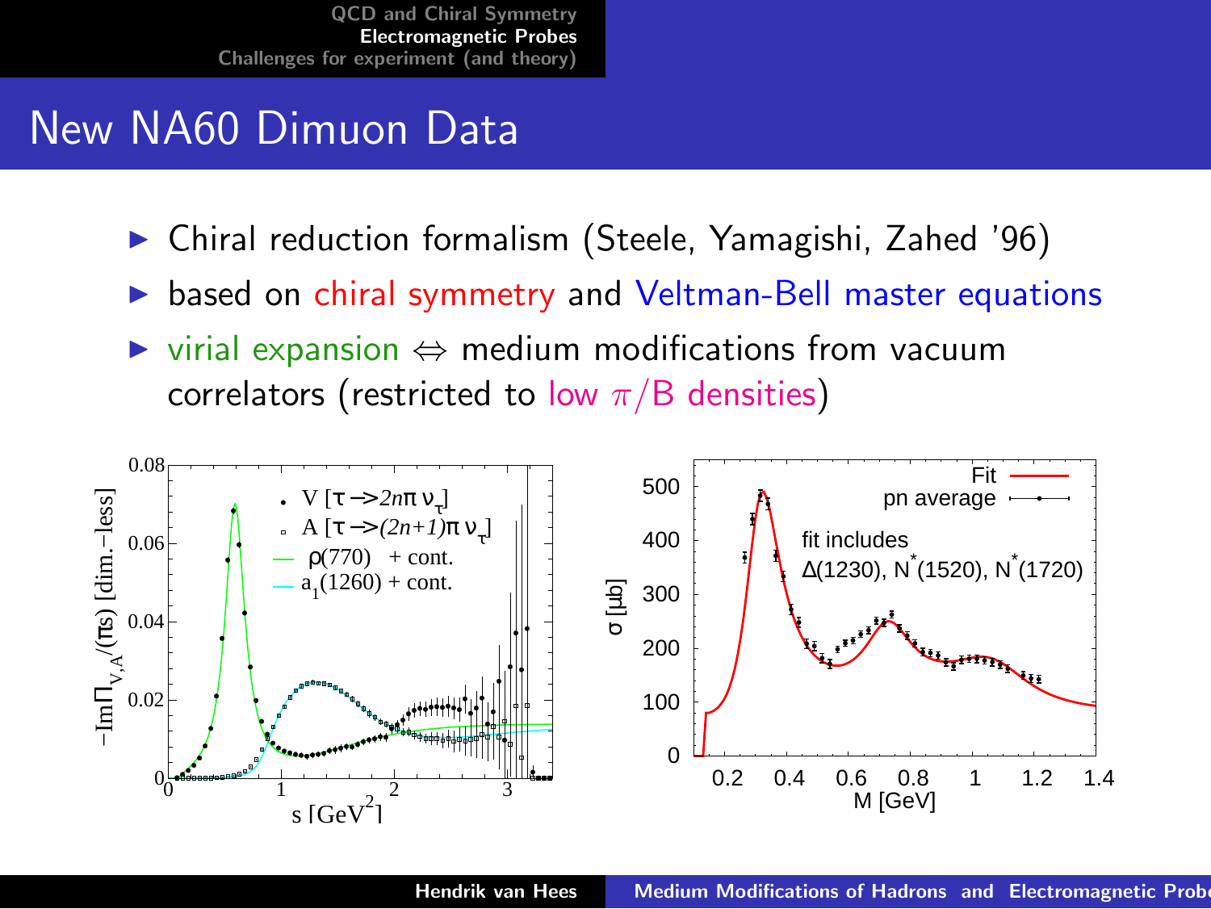# New NA60 Dimuon Data

- Chiral reduction formalism (Steele, Yamagishi, Zahed '96)
- based on chiral symmetry and Veltman-Bell master equations
- virial expansion ⇔ medium modifications from vacuum correlators (restricted to low $\pi/B$ densities)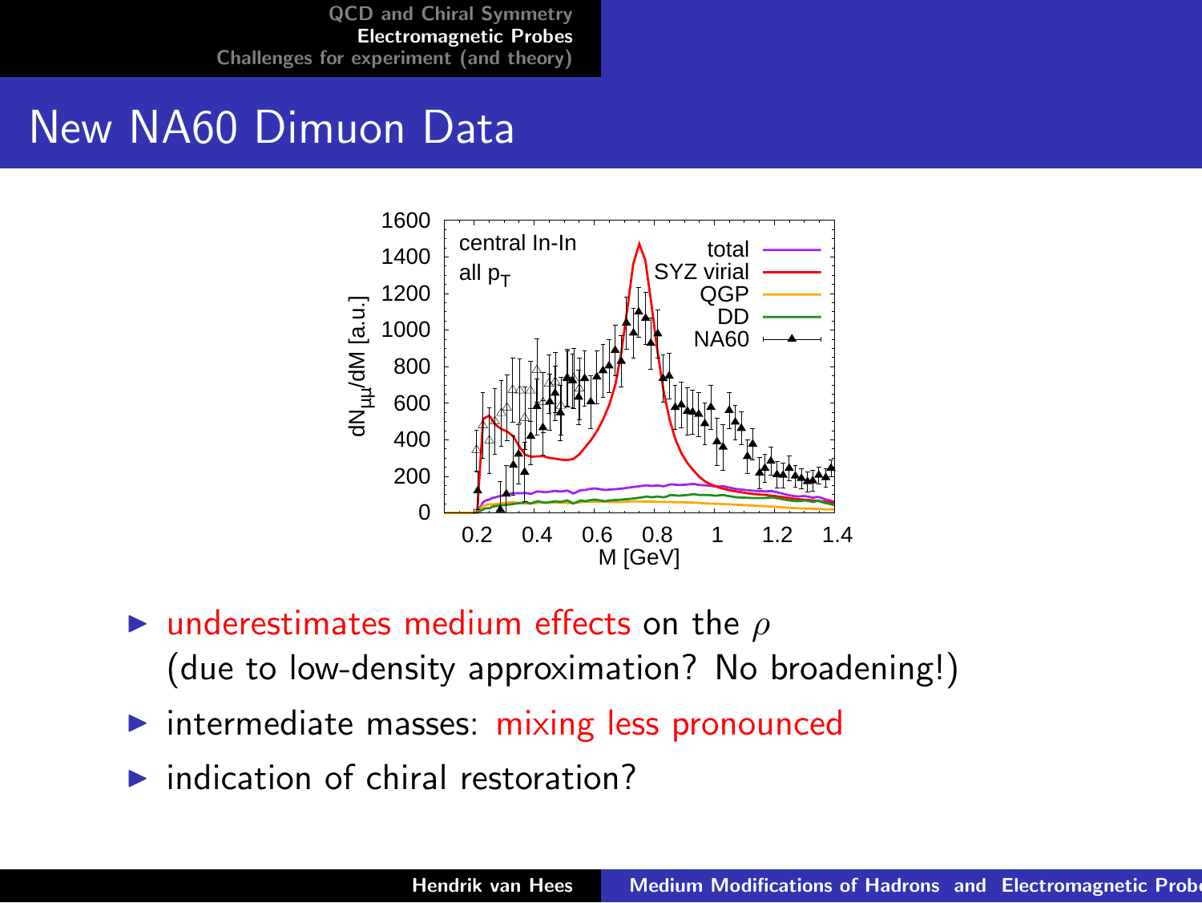## New NA60 Dimuon Data

- underestimates medium effects on the $\rho$ (due to low-density approximation? No broadening!)
- intermediate masses: mixing less pronounced
- indication of chiral restoration?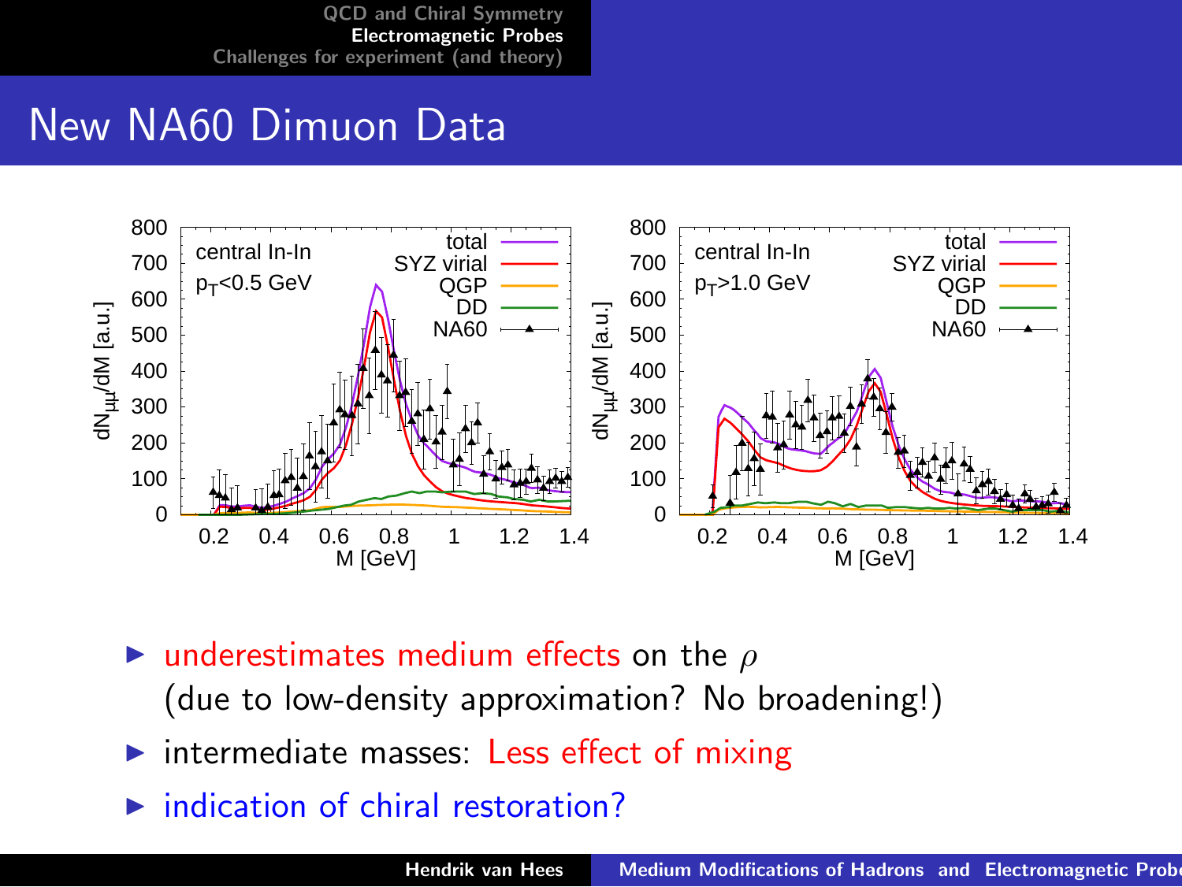# New NA60 Dimuon Data

- underestimates medium effects on the $\rho$ (due to low-density approximation? No broadening!)
- intermediate masses: Less effect of mixing
- indication of chiral restoration?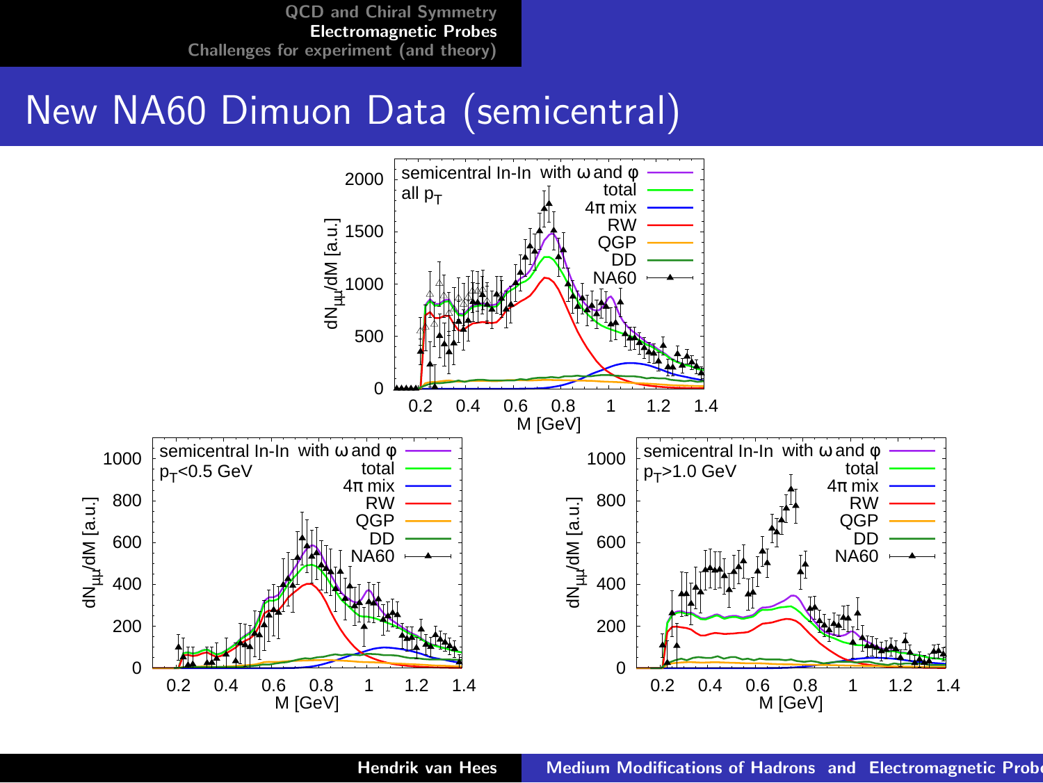# New NA60 Dimuon Data (semicentral)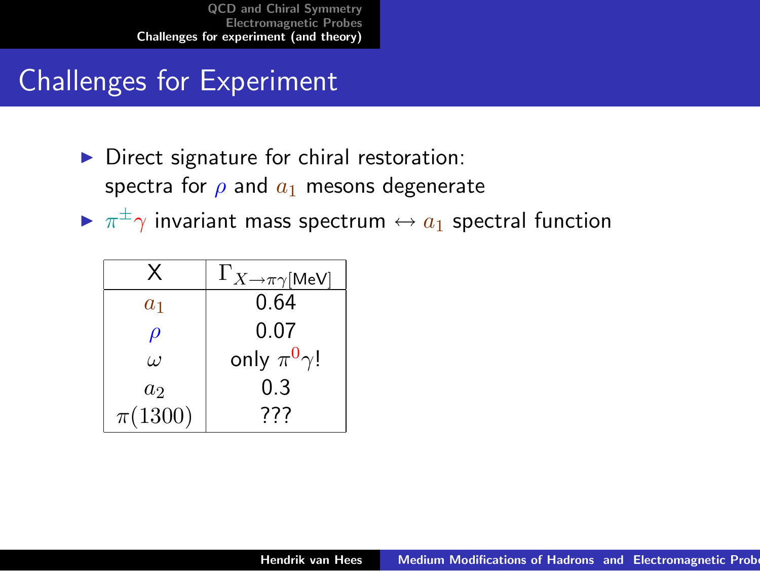# Challenges for Experiment

- Direct signature for chiral restoration: spectra for $\rho$ and $a_1$ mesons degenerate
- $\pi^{\pm}\gamma$ invariant mass spectrum $\leftrightarrow$ $a_1$ spectral function

| X | $\Gamma_{X \rightarrow \pi\gamma}$[MeV] |
| --- | --- |
| $a_1$ | 0.64 |
| $\rho$ | 0.07 |
| $\omega$ | only $\pi^0\gamma$! |
| $a_2$ | 0.3 |
| $\pi(1300)$ | ??? |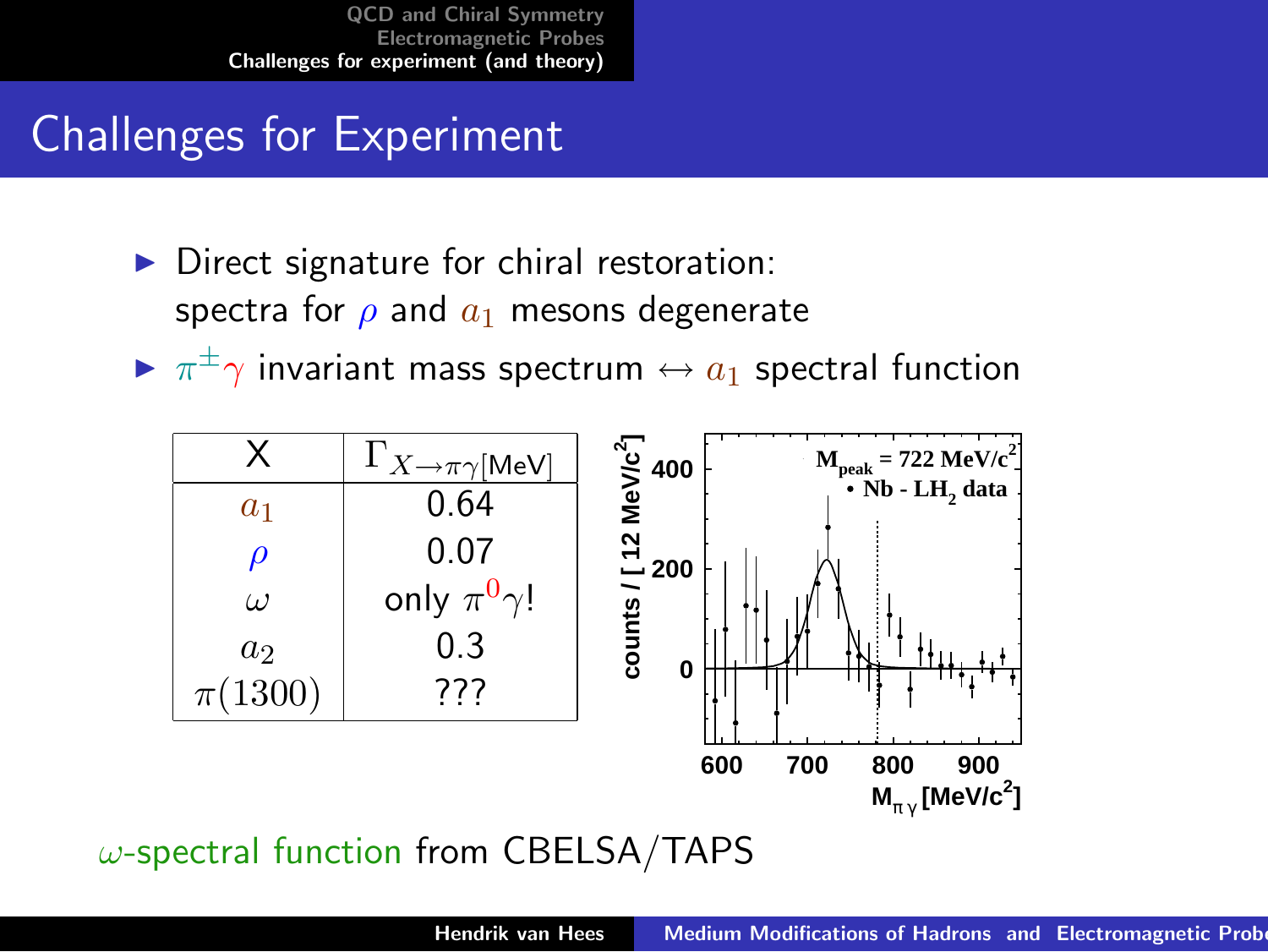# Challenges for Experiment

- Direct signature for chiral restoration: spectra for $\rho$ and $a_1$ mesons degenerate
- $\pi^{\pm}\gamma$ invariant mass spectrum $\leftrightarrow$ $a_1$ spectral function

| X | $\Gamma_{X \rightarrow \pi\gamma}$[MeV] |
|---|---|
| $a_1$ | 0.64 |
| $\rho$ | 0.07 |
| $\omega$ | only $\pi^0\gamma$! |
| $a_2$ | 0.3 |
| $\pi(1300)$ | ??? |

$\omega$-spectral function from CBELSA/TAPS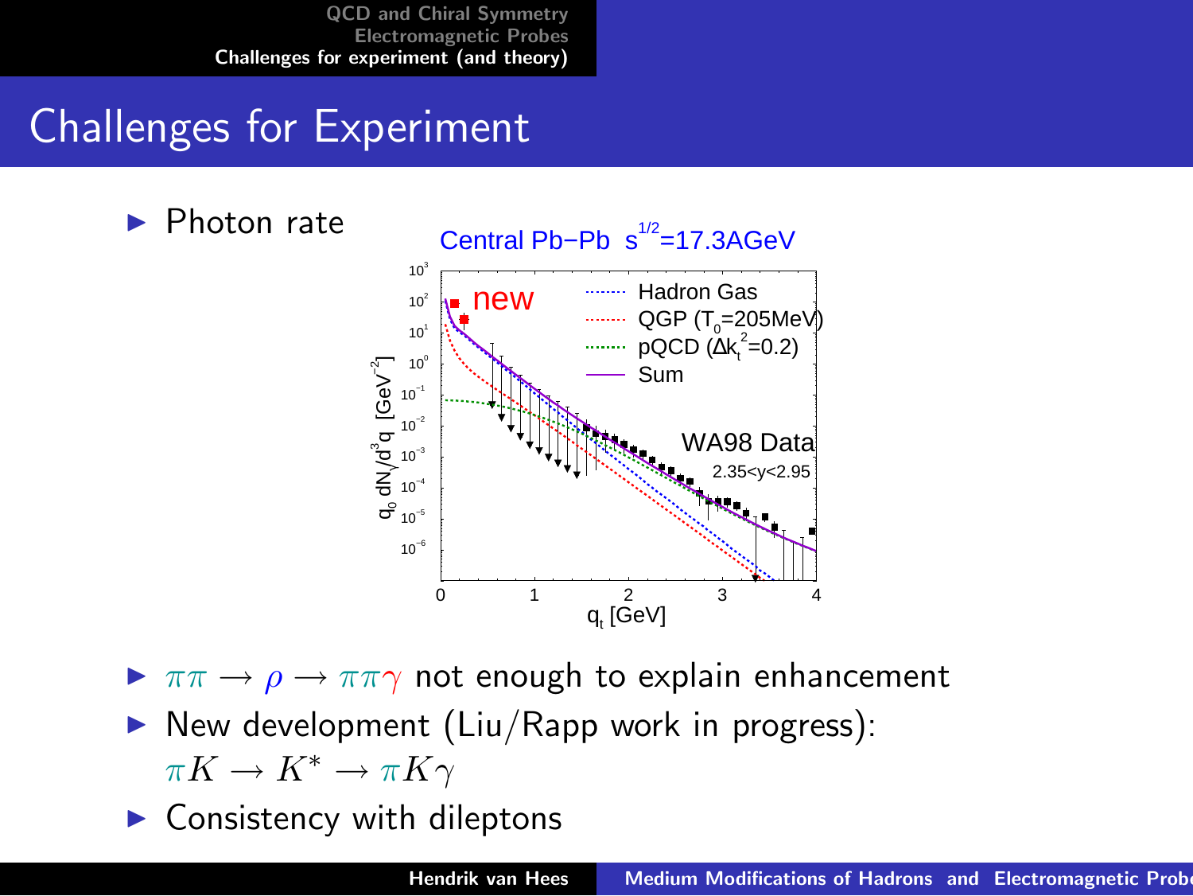# Challenges for Experiment

- Photon rate

Central Pb−Pb $s^{1/2}$=17.3AGeV

- $\pi\pi \to \rho \to \pi\pi\gamma$ not enough to explain enhancement
- New development (Liu/Rapp work in progress): $\pi K \to K^* \to \pi K\gamma$
- Consistency with dileptons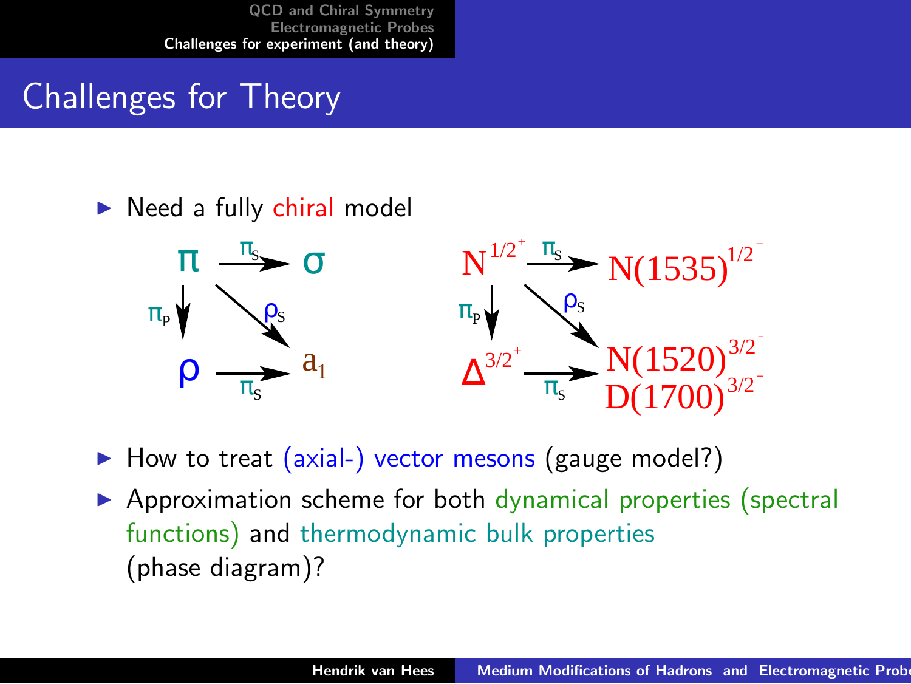# Challenges for Theory

- Need a fully chiral model

$\pi \xrightarrow{\pi_S} \sigma$, $\pi \xrightarrow{\pi_P} \rho$, $\pi \xrightarrow{\rho_S} a_1$, $\rho \xrightarrow{\pi_S} a_1$

$N^{1/2^+} \xrightarrow{\pi_S} N(1535)^{1/2^-}$, $N^{1/2^+} \xrightarrow{\pi_P} \Delta^{3/2^+}$, $N^{1/2^+} \xrightarrow{\rho_S} N(1520)^{3/2^-}$, $\Delta^{3/2^+} \xrightarrow{\pi_S} N(1520)^{3/2^-}$, $D(1700)^{3/2^-}$

- How to treat (axial-) vector mesons (gauge model?)
- Approximation scheme for both dynamical properties (spectral functions) and thermodynamic bulk properties (phase diagram)?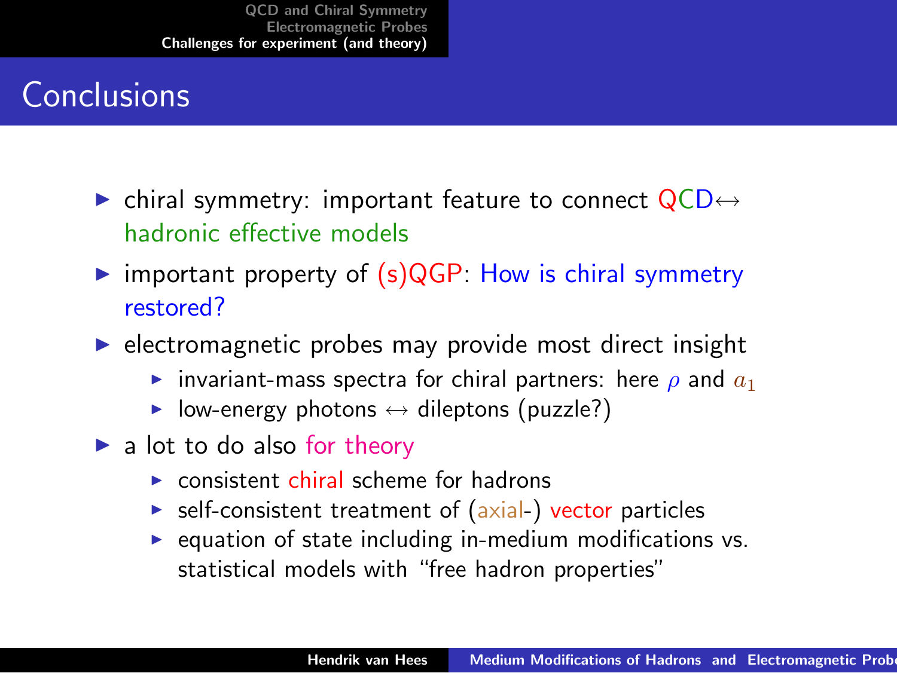# Conclusions

- chiral symmetry: important feature to connect QCD$\leftrightarrow$ hadronic effective models
- important property of (s)QGP: How is chiral symmetry restored?
- electromagnetic probes may provide most direct insight
  - invariant-mass spectra for chiral partners: here $\rho$ and $a_1$
  - low-energy photons $\leftrightarrow$ dileptons (puzzle?)
- a lot to do also for theory
  - consistent chiral scheme for hadrons
  - self-consistent treatment of (axial-) vector particles
  - equation of state including in-medium modifications vs. statistical models with "free hadron properties"